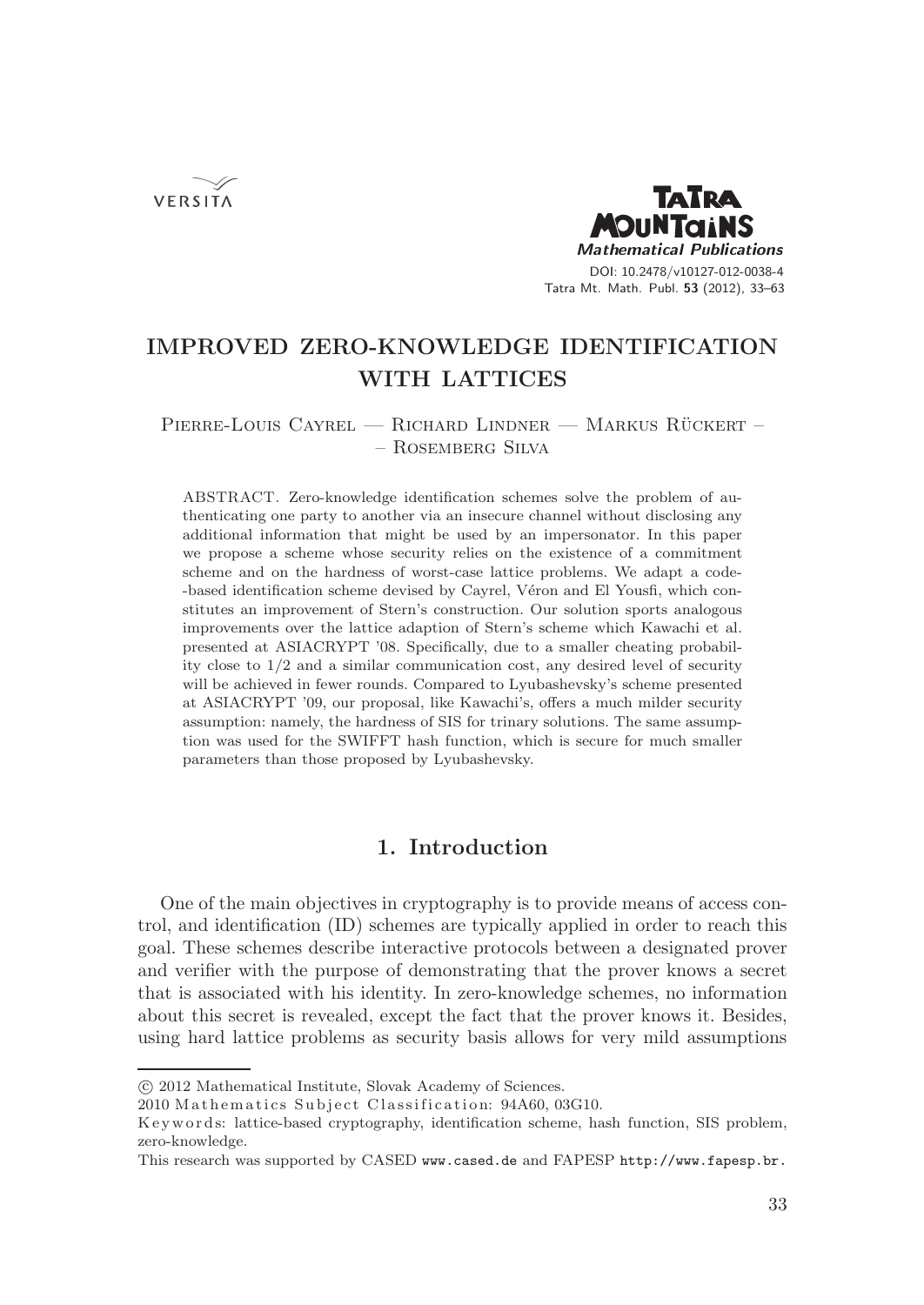# IMPROVED ZERO-KNOWLEDGE IDENTIFICATION WITH LATTICES

Pierre-Louis Cayrel — Richard Lindner — Markus Rückert – – Rosemberg Silva

ABSTRACT. Zero-knowledge identification schemes solve the problem of authenticating one party to another via an insecure channel without disclosing any additional information that might be used by an impersonator. In this paper we propose a scheme whose security relies on the existence of a commitment scheme and on the hardness of worst-case lattice problems. We adapt a code-based identification scheme devised by Cayrel, Véron and El Yousfi, which constitutes an improvement of Stern's construction. Our solution sports analogous improvements over the lattice adaption of Stern's scheme which Kawachi et al. presented at ASIACRYPT '08. Specifically, due to a smaller cheating probability close to 1/2 and a similar communication cost, any desired level of security will be achieved in fewer rounds. Compared to Lyubashevsky's scheme presented at ASIACRYPT '09, our proposal, like Kawachi's, offers a much milder security assumption: namely, the hardness of SIS for trinary solutions. The same assumption was used for the SWIFFT hash function, which is secure for much smaller parameters than those proposed by Lyubashevsky.

## 1. Introduction

One of the main objectives in cryptography is to provide means of access control, and identification (ID) schemes are typically applied in order to reach this goal. These schemes describe interactive protocols between a designated prover and verifier with the purpose of demonstrating that the prover knows a secret that is associated with his identity. In zero-knowledge schemes, no information about this secret is revealed, except the fact that the prover knows it. Besides, using hard lattice problems as security basis allows for very mild assumptions

---

© 2012 Mathematical Institute, Slovak Academy of Sciences.

2010 Mathematics Subject Classification: 94A60, 03G10.

Keywords: lattice-based cryptography, identification scheme, hash function, SIS problem, zero-knowledge.

This research was supported by CASED www.cased.de and FAPESP http://www.fapesp.br.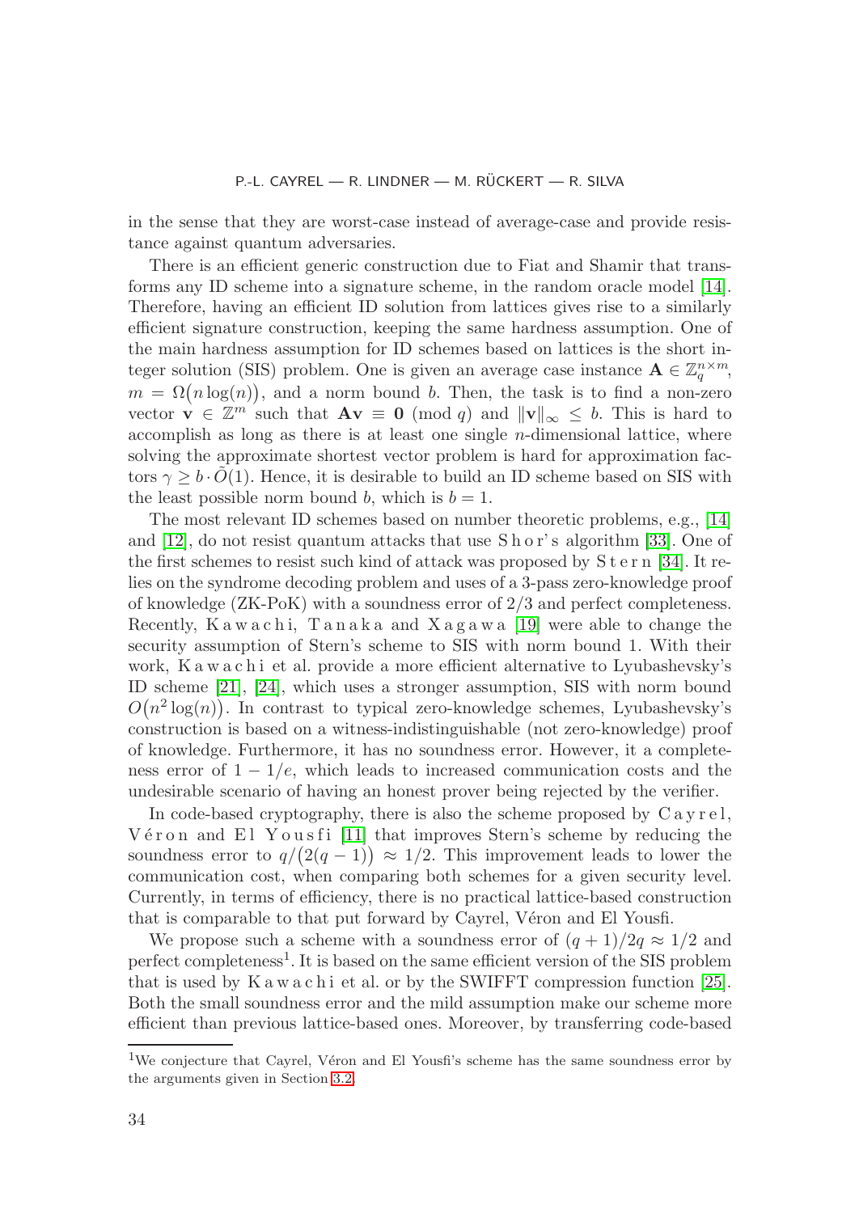in the sense that they are worst-case instead of average-case and provide resistance against quantum adversaries.

There is an efficient generic construction due to Fiat and Shamir that transforms any ID scheme into a signature scheme, in the random oracle model [14]. Therefore, having an efficient ID solution from lattices gives rise to a similarly efficient signature construction, keeping the same hardness assumption. One of the main hardness assumption for ID schemes based on lattices is the short integer solution (SIS) problem. One is given an average case instance $\mathbf{A} \in \mathbb{Z}_q^{n\times m}$, $m = \Omega\big(n \log(n)\big)$, and a norm bound $b$. Then, the task is to find a non-zero vector $\mathbf{v} \in \mathbb{Z}^m$ such that $\mathbf{A}\mathbf{v} \equiv \mathbf{0} \pmod q$ and $\|\mathbf{v}\|_\infty \leq b$. This is hard to accomplish as long as there is at least one single $n$-dimensional lattice, where solving the approximate shortest vector problem is hard for approximation factors $\gamma \geq b \cdot \tilde{O}(1)$. Hence, it is desirable to build an ID scheme based on SIS with the least possible norm bound $b$, which is $b = 1$.

The most relevant ID schemes based on number theoretic problems, e.g., [14] and [12], do not resist quantum attacks that use Shor's algorithm [33]. One of the first schemes to resist such kind of attack was proposed by Stern [34]. It relies on the syndrome decoding problem and uses of a 3-pass zero-knowledge proof of knowledge (ZK-PoK) with a soundness error of $2/3$ and perfect completeness. Recently, Kawachi, Tanaka and Xagawa [19] were able to change the security assumption of Stern's scheme to SIS with norm bound 1. With their work, Kawachi et al. provide a more efficient alternative to Lyubashevsky's ID scheme [21], [24], which uses a stronger assumption, SIS with norm bound $O\big(n^2 \log(n)\big)$. In contrast to typical zero-knowledge schemes, Lyubashevsky's construction is based on a witness-indistinguishable (not zero-knowledge) proof of knowledge. Furthermore, it has no soundness error. However, it a completeness error of $1 - 1/e$, which leads to increased communication costs and the undesirable scenario of having an honest prover being rejected by the verifier.

In code-based cryptography, there is also the scheme proposed by Cayrel, Véron and El Yousfi [11] that improves Stern's scheme by reducing the soundness error to $q/\big(2(q-1)\big) \approx 1/2$. This improvement leads to lower the communication cost, when comparing both schemes for a given security level. Currently, in terms of efficiency, there is no practical lattice-based construction that is comparable to that put forward by Cayrel, Véron and El Yousfi.

We propose such a scheme with a soundness error of $(q+1)/2q \approx 1/2$ and perfect completeness[1]. It is based on the same efficient version of the SIS problem that is used by Kawachi et al. or by the SWIFFT compression function [25]. Both the small soundness error and the mild assumption make our scheme more efficient than previous lattice-based ones. Moreover, by transferring code-based

[1] We conjecture that Cayrel, Véron and El Yousfi's scheme has the same soundness error by the arguments given in Section 3.2.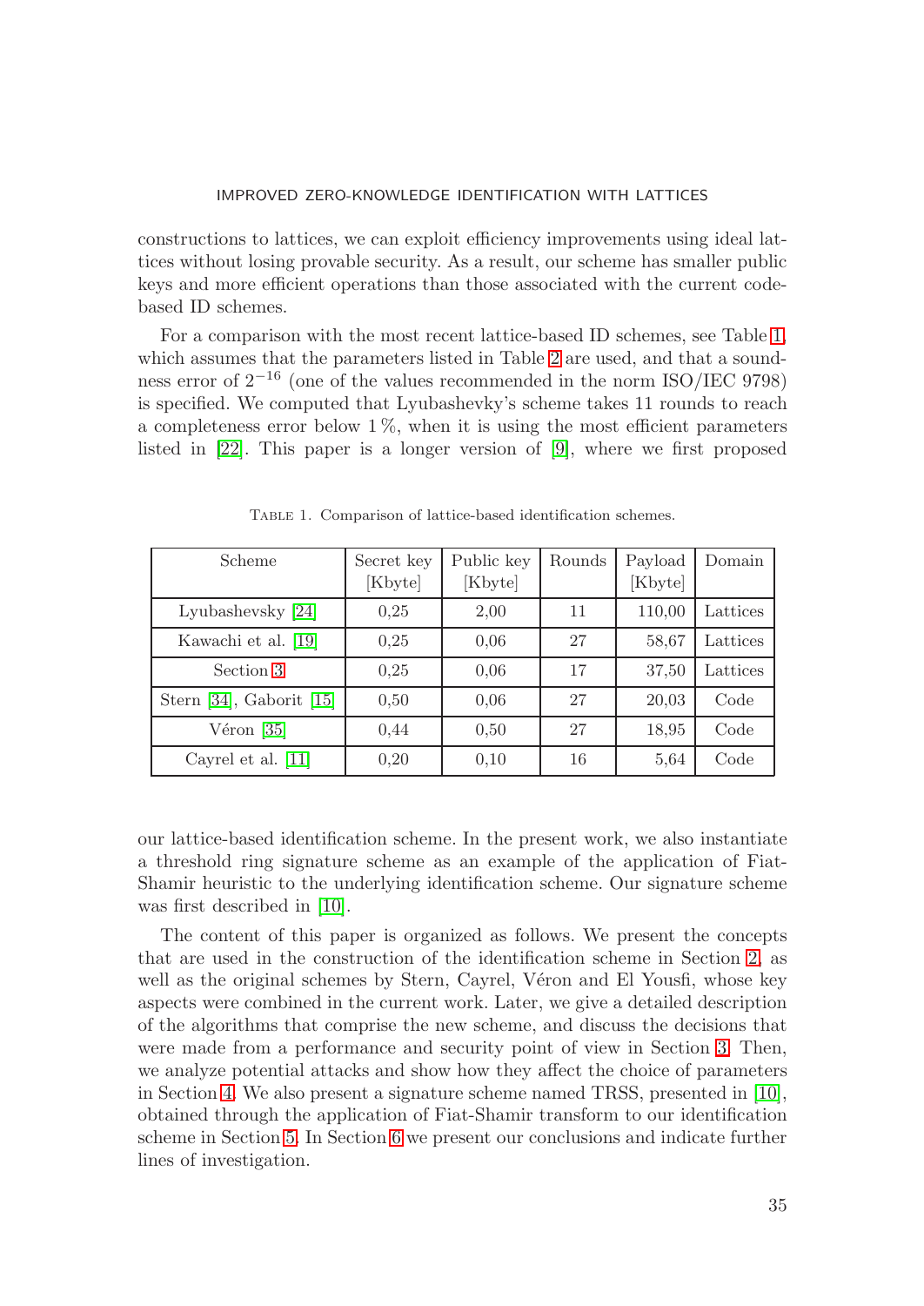constructions to lattices, we can exploit efficiency improvements using ideal lattices without losing provable security. As a result, our scheme has smaller public keys and more efficient operations than those associated with the current code-based ID schemes.

For a comparison with the most recent lattice-based ID schemes, see Table 1, which assumes that the parameters listed in Table 2 are used, and that a soundness error of $2^{-16}$ (one of the values recommended in the norm ISO/IEC 9798) is specified. We computed that Lyubashevky's scheme takes 11 rounds to reach a completeness error below $1\,\%$, when it is using the most efficient parameters listed in [22]. This paper is a longer version of [9], where we first proposed

Table 1. Comparison of lattice-based identification schemes.

| Scheme | Secret key [Kbyte] | Public key [Kbyte] | Rounds | Payload [Kbyte] | Domain |
|---|---|---|---|---|---|
| Lyubashevsky [24] | 0,25 | 2,00 | 11 | 110,00 | Lattices |
| Kawachi et al. [19] | 0,25 | 0,06 | 27 | 58,67 | Lattices |
| Section 3 | 0,25 | 0,06 | 17 | 37,50 | Lattices |
| Stern [34], Gaborit [15] | 0,50 | 0,06 | 27 | 20,03 | Code |
| Véron [35] | 0,44 | 0,50 | 27 | 18,95 | Code |
| Cayrel et al. [11] | 0,20 | 0,10 | 16 | 5,64 | Code |

our lattice-based identification scheme. In the present work, we also instantiate a threshold ring signature scheme as an example of the application of Fiat-Shamir heuristic to the underlying identification scheme. Our signature scheme was first described in [10].

The content of this paper is organized as follows. We present the concepts that are used in the construction of the identification scheme in Section 2, as well as the original schemes by Stern, Cayrel, Véron and El Yousfi, whose key aspects were combined in the current work. Later, we give a detailed description of the algorithms that comprise the new scheme, and discuss the decisions that were made from a performance and security point of view in Section 3. Then, we analyze potential attacks and show how they affect the choice of parameters in Section 4. We also present a signature scheme named TRSS, presented in [10], obtained through the application of Fiat-Shamir transform to our identification scheme in Section 5. In Section 6 we present our conclusions and indicate further lines of investigation.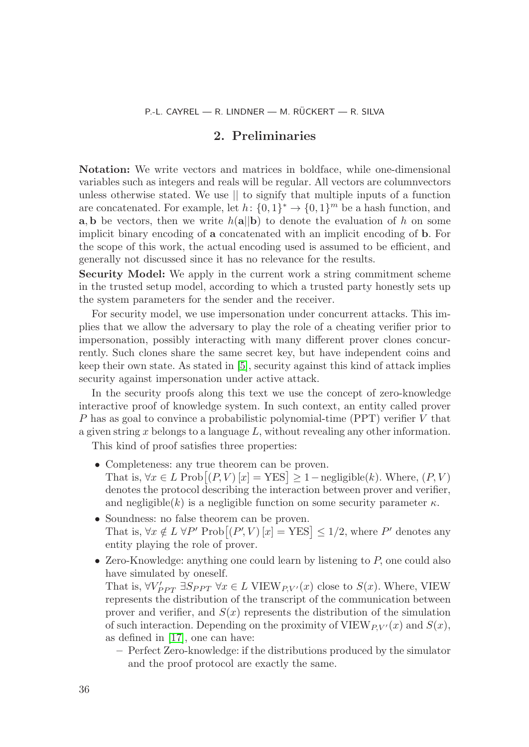## 2. Preliminaries

**Notation:** We write vectors and matrices in boldface, while one-dimensional variables such as integers and reals will be regular. All vectors are columnvectors unless otherwise stated. We use || to signify that multiple inputs of a function are concatenated. For example, let $h\colon \{0,1\}^* \to \{0,1\}^m$ be a hash function, and $\mathbf{a}, \mathbf{b}$ be vectors, then we write $h(\mathbf{a}||\mathbf{b})$ to denote the evaluation of $h$ on some implicit binary encoding of $\mathbf{a}$ concatenated with an implicit encoding of $\mathbf{b}$. For the scope of this work, the actual encoding used is assumed to be efficient, and generally not discussed since it has no relevance for the results.

**Security Model:** We apply in the current work a string commitment scheme in the trusted setup model, according to which a trusted party honestly sets up the system parameters for the sender and the receiver.

For security model, we use impersonation under concurrent attacks. This implies that we allow the adversary to play the role of a cheating verifier prior to impersonation, possibly interacting with many different prover clones concurrently. Such clones share the same secret key, but have independent coins and keep their own state. As stated in [5], security against this kind of attack implies security against impersonation under active attack.

In the security proofs along this text we use the concept of zero-knowledge interactive proof of knowledge system. In such context, an entity called prover $P$ has as goal to convince a probabilistic polynomial-time (PPT) verifier $V$ that a given string $x$ belongs to a language $L$, without revealing any other information.

This kind of proof satisfies three properties:

- Completeness: any true theorem can be proven.
  That is, $\forall x \in L \ \text{Prob}\big[(P,V)\,[x] = \text{YES}\big] \geq 1 - \text{negligible}(k)$. Where, $(P,V)$ denotes the protocol describing the interaction between prover and verifier, and negligible$(k)$ is a negligible function on some security parameter $\kappa$.
- Soundness: no false theorem can be proven.
  That is, $\forall x \notin L \ \forall P' \ \text{Prob}\big[(P',V)\,[x] = \text{YES}\big] \leq 1/2$, where $P'$ denotes any entity playing the role of prover.
- Zero-Knowledge: anything one could learn by listening to $P$, one could also have simulated by oneself.
  That is, $\forall V'_{PPT} \ \exists S_{PPT} \ \forall x \in L \ \text{VIEW}_{P,V'}(x)$ close to $S(x)$. Where, VIEW represents the distribution of the transcript of the communication between prover and verifier, and $S(x)$ represents the distribution of the simulation of such interaction. Depending on the proximity of $\text{VIEW}_{P,V'}(x)$ and $S(x)$, as defined in [17], one can have:
  - Perfect Zero-knowledge: if the distributions produced by the simulator and the proof protocol are exactly the same.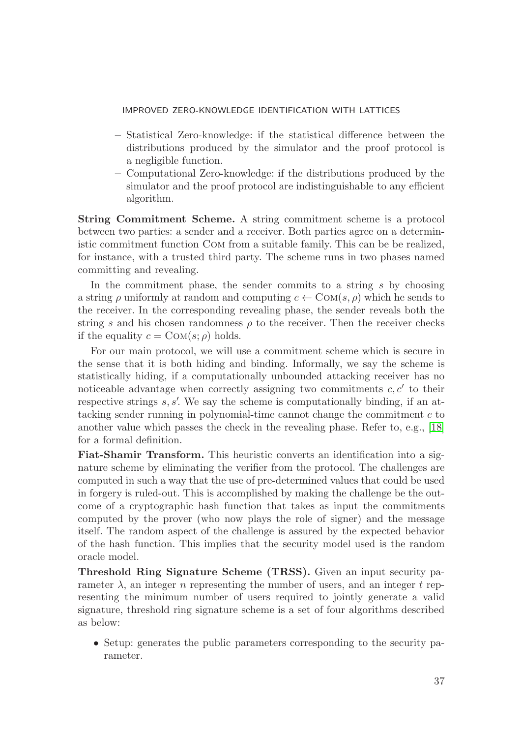– Statistical Zero-knowledge: if the statistical difference between the distributions produced by the simulator and the proof protocol is a negligible function.
– Computational Zero-knowledge: if the distributions produced by the simulator and the proof protocol are indistinguishable to any efficient algorithm.

**String Commitment Scheme.** A string commitment scheme is a protocol between two parties: a sender and a receiver. Both parties agree on a deterministic commitment function $\text{COM}$ from a suitable family. This can be be realized, for instance, with a trusted third party. The scheme runs in two phases named committing and revealing.

In the commitment phase, the sender commits to a string $s$ by choosing a string $\rho$ uniformly at random and computing $c \leftarrow \text{COM}(s, \rho)$ which he sends to the receiver. In the corresponding revealing phase, the sender reveals both the string $s$ and his chosen randomness $\rho$ to the receiver. Then the receiver checks if the equality $c = \text{COM}(s; \rho)$ holds.

For our main protocol, we will use a commitment scheme which is secure in the sense that it is both hiding and binding. Informally, we say the scheme is statistically hiding, if a computationally unbounded attacking receiver has no noticeable advantage when correctly assigning two commitments $c, c'$ to their respective strings $s, s'$. We say the scheme is computationally binding, if an attacking sender running in polynomial-time cannot change the commitment $c$ to another value which passes the check in the revealing phase. Refer to, e.g., [18] for a formal definition.

**Fiat-Shamir Transform.** This heuristic converts an identification into a signature scheme by eliminating the verifier from the protocol. The challenges are computed in such a way that the use of pre-determined values that could be used in forgery is ruled-out. This is accomplished by making the challenge be the outcome of a cryptographic hash function that takes as input the commitments computed by the prover (who now plays the role of signer) and the message itself. The random aspect of the challenge is assured by the expected behavior of the hash function. This implies that the security model used is the random oracle model.

**Threshold Ring Signature Scheme (TRSS).** Given an input security parameter $\lambda$, an integer $n$ representing the number of users, and an integer $t$ representing the minimum number of users required to jointly generate a valid signature, threshold ring signature scheme is a set of four algorithms described as below:

- Setup: generates the public parameters corresponding to the security parameter.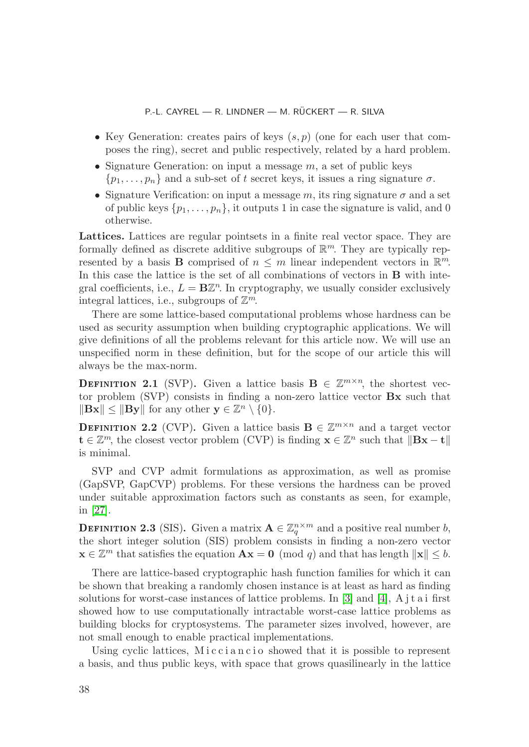- Key Generation: creates pairs of keys $(s, p)$ (one for each user that composes the ring), secret and public respectively, related by a hard problem.
- Signature Generation: on input a message $m$, a set of public keys $\{p_1, \dots, p_n\}$ and a sub-set of $t$ secret keys, it issues a ring signature $\sigma$.
- Signature Verification: on input a message $m$, its ring signature $\sigma$ and a set of public keys $\{p_1, \dots, p_n\}$, it outputs 1 in case the signature is valid, and 0 otherwise.

**Lattices.** Lattices are regular pointsets in a finite real vector space. They are formally defined as discrete additive subgroups of $\mathbb{R}^m$. They are typically represented by a basis $\mathbf{B}$ comprised of $n \leq m$ linear independent vectors in $\mathbb{R}^m$. In this case the lattice is the set of all combinations of vectors in $\mathbf{B}$ with integral coefficients, i.e., $L = \mathbf{B}\mathbb{Z}^n$. In cryptography, we usually consider exclusively integral lattices, i.e., subgroups of $\mathbb{Z}^m$.

There are some lattice-based computational problems whose hardness can be used as security assumption when building cryptographic applications. We will give definitions of all the problems relevant for this article now. We will use an unspecified norm in these definition, but for the scope of our article this will always be the max-norm.

**Definition 2.1** (SVP)**.** Given a lattice basis $\mathbf{B} \in \mathbb{Z}^{m \times n}$, the shortest vector problem (SVP) consists in finding a non-zero lattice vector $\mathbf{Bx}$ such that $\|\mathbf{Bx}\| \leq \|\mathbf{By}\|$ for any other $\mathbf{y} \in \mathbb{Z}^n \setminus \{0\}$.

**Definition 2.2** (CVP)**.** Given a lattice basis $\mathbf{B} \in \mathbb{Z}^{m \times n}$ and a target vector $\mathbf{t} \in \mathbb{Z}^m$, the closest vector problem (CVP) is finding $\mathbf{x} \in \mathbb{Z}^n$ such that $\|\mathbf{Bx} - \mathbf{t}\|$ is minimal.

SVP and CVP admit formulations as approximation, as well as promise (GapSVP, GapCVP) problems. For these versions the hardness can be proved under suitable approximation factors such as constants as seen, for example, in [27].

**Definition 2.3** (SIS)**.** Given a matrix $\mathbf{A} \in \mathbb{Z}_q^{n \times m}$ and a positive real number $b$, the short integer solution (SIS) problem consists in finding a non-zero vector $\mathbf{x} \in \mathbb{Z}^m$ that satisfies the equation $\mathbf{Ax} = \mathbf{0} \pmod{q}$ and that has length $\|\mathbf{x}\| \leq b$.

There are lattice-based cryptographic hash function families for which it can be shown that breaking a randomly chosen instance is at least as hard as finding solutions for worst-case instances of lattice problems. In [3] and [4], Ajtai first showed how to use computationally intractable worst-case lattice problems as building blocks for cryptosystems. The parameter sizes involved, however, are not small enough to enable practical implementations.

Using cyclic lattices, Micciancio showed that it is possible to represent a basis, and thus public keys, with space that grows quasilinearly in the lattice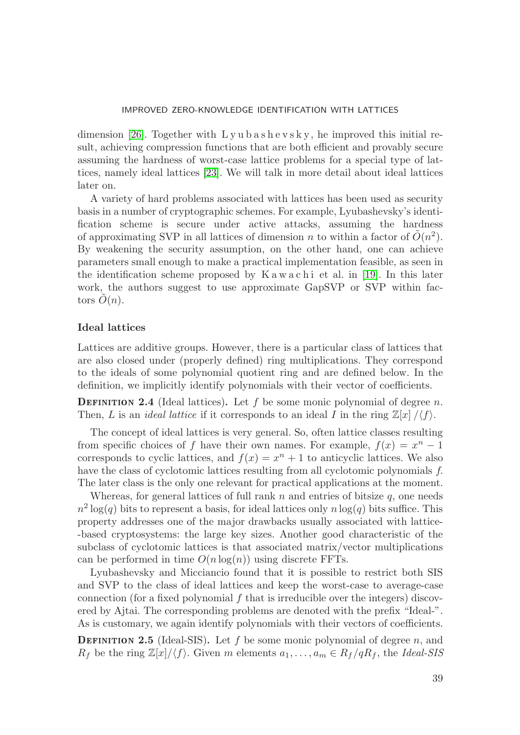dimension [26]. Together with Lyubashevsky, he improved this initial result, achieving compression functions that are both efficient and provably secure assuming the hardness of worst-case lattice problems for a special type of lattices, namely ideal lattices [23]. We will talk in more detail about ideal lattices later on.

A variety of hard problems associated with lattices has been used as security basis in a number of cryptographic schemes. For example, Lyubashevsky's identification scheme is secure under active attacks, assuming the hardness of approximating SVP in all lattices of dimension $n$ to within a factor of $\tilde{O}(n^2)$. By weakening the security assumption, on the other hand, one can achieve parameters small enough to make a practical implementation feasible, as seen in the identification scheme proposed by Kawachi et al. in [19]. In this later work, the authors suggest to use approximate GapSVP or SVP within factors $\tilde{O}(n)$.

### Ideal lattices

Lattices are additive groups. However, there is a particular class of lattices that are also closed under (properly defined) ring multiplications. They correspond to the ideals of some polynomial quotient ring and are defined below. In the definition, we implicitly identify polynomials with their vector of coefficients.

**Definition 2.4** (Ideal lattices)**.** Let $f$ be some monic polynomial of degree $n$. Then, $L$ is an *ideal lattice* if it corresponds to an ideal $I$ in the ring $\mathbb{Z}[x]/\langle f\rangle$.

The concept of ideal lattices is very general. So, often lattice classes resulting from specific choices of $f$ have their own names. For example, $f(x) = x^n - 1$ corresponds to cyclic lattices, and $f(x) = x^n + 1$ to anticyclic lattices. We also have the class of cyclotomic lattices resulting from all cyclotomic polynomials $f$. The later class is the only one relevant for practical applications at the moment.

Whereas, for general lattices of full rank $n$ and entries of bitsize $q$, one needs $n^2\log(q)$ bits to represent a basis, for ideal lattices only $n\log(q)$ bits suffice. This property addresses one of the major drawbacks usually associated with lattice-based cryptosystems: the large key sizes. Another good characteristic of the subclass of cyclotomic lattices is that associated matrix/vector multiplications can be performed in time $O(n\log(n))$ using discrete FFTs.

Lyubashevsky and Micciancio found that it is possible to restrict both SIS and SVP to the class of ideal lattices and keep the worst-case to average-case connection (for a fixed polynomial $f$ that is irreducible over the integers) discovered by Ajtai. The corresponding problems are denoted with the prefix "Ideal-". As is customary, we again identify polynomials with their vectors of coefficients.

**Definition 2.5** (Ideal-SIS)**.** Let $f$ be some monic polynomial of degree $n$, and $R_f$ be the ring $\mathbb{Z}[x]/\langle f\rangle$. Given $m$ elements $a_1, \ldots, a_m \in R_f/qR_f$, the *Ideal-SIS*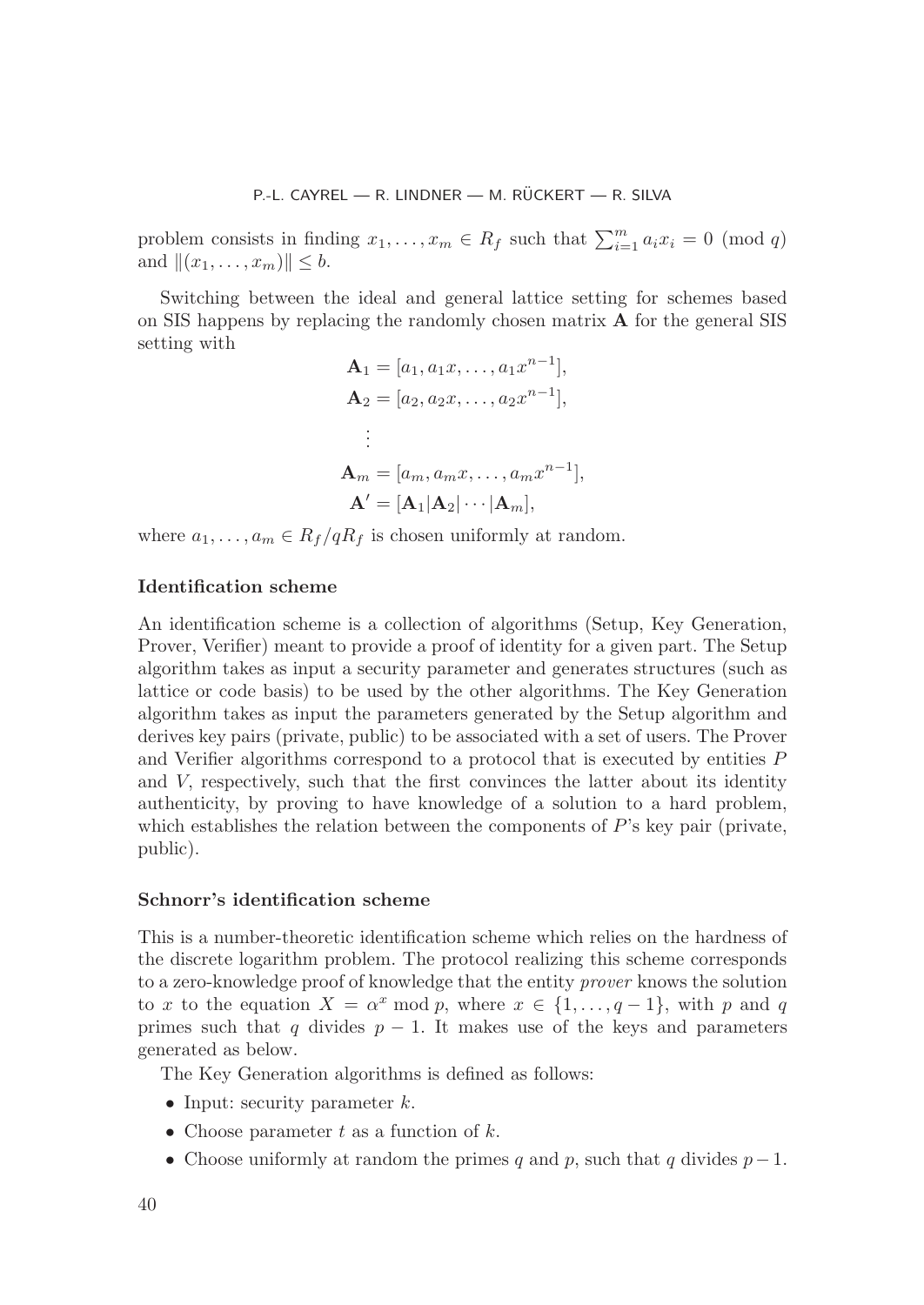problem consists in finding $x_1, \ldots, x_m \in R_f$ such that $\sum_{i=1}^{m} a_i x_i = 0 \pmod{q}$ and $\|(x_1, \ldots, x_m)\| \leq b$.

Switching between the ideal and general lattice setting for schemes based on SIS happens by replacing the randomly chosen matrix $\mathbf{A}$ for the general SIS setting with

$$
\begin{aligned}
\mathbf{A}_1 &= [a_1, a_1 x, \ldots, a_1 x^{n-1}], \\
\mathbf{A}_2 &= [a_2, a_2 x, \ldots, a_2 x^{n-1}], \\
&\vdots \\
\mathbf{A}_m &= [a_m, a_m x, \ldots, a_m x^{n-1}], \\
\mathbf{A}' &= [\mathbf{A}_1 | \mathbf{A}_2 | \cdots | \mathbf{A}_m],
\end{aligned}
$$

where $a_1, \ldots, a_m \in R_f / qR_f$ is chosen uniformly at random.

**Identification scheme**

An identification scheme is a collection of algorithms (Setup, Key Generation, Prover, Verifier) meant to provide a proof of identity for a given part. The Setup algorithm takes as input a security parameter and generates structures (such as lattice or code basis) to be used by the other algorithms. The Key Generation algorithm takes as input the parameters generated by the Setup algorithm and derives key pairs (private, public) to be associated with a set of users. The Prover and Verifier algorithms correspond to a protocol that is executed by entities $P$ and $V$, respectively, such that the first convinces the latter about its identity authenticity, by proving to have knowledge of a solution to a hard problem, which establishes the relation between the components of $P$'s key pair (private, public).

**Schnorr's identification scheme**

This is a number-theoretic identification scheme which relies on the hardness of the discrete logarithm problem. The protocol realizing this scheme corresponds to a zero-knowledge proof of knowledge that the entity *prover* knows the solution to $x$ to the equation $X = \alpha^x \bmod p$, where $x \in \{1, \ldots, q-1\}$, with $p$ and $q$ primes such that $q$ divides $p - 1$. It makes use of the keys and parameters generated as below.

The Key Generation algorithms is defined as follows:

- Input: security parameter $k$.
- Choose parameter $t$ as a function of $k$.
- Choose uniformly at random the primes $q$ and $p$, such that $q$ divides $p-1$.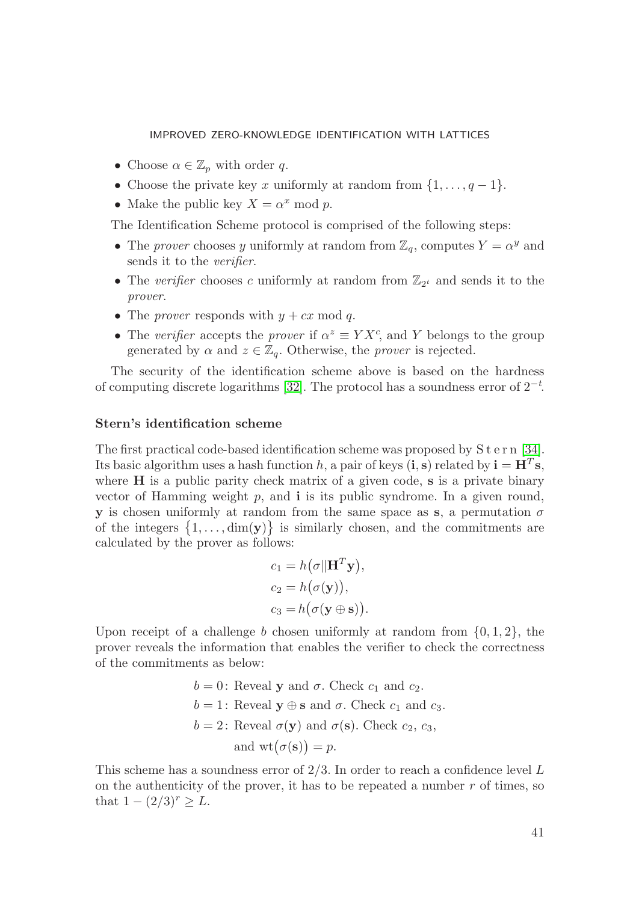- Choose $\alpha \in \mathbb{Z}_p$ with order $q$.
- Choose the private key $x$ uniformly at random from $\{1, \dots, q-1\}$.
- Make the public key $X = \alpha^x \bmod p$.

The Identification Scheme protocol is comprised of the following steps:

- The *prover* chooses $y$ uniformly at random from $\mathbb{Z}_q$, computes $Y = \alpha^y$ and sends it to the *verifier*.
- The *verifier* chooses $c$ uniformly at random from $\mathbb{Z}_{2^t}$ and sends it to the *prover*.
- The *prover* responds with $y + cx \bmod q$.
- The *verifier* accepts the *prover* if $\alpha^z \equiv YX^c$, and $Y$ belongs to the group generated by $\alpha$ and $z \in \mathbb{Z}_q$. Otherwise, the *prover* is rejected.

The security of the identification scheme above is based on the hardness of computing discrete logarithms [32]. The protocol has a soundness error of $2^{-t}$.

**Stern's identification scheme**

The first practical code-based identification scheme was proposed by Stern [34]. Its basic algorithm uses a hash function $h$, a pair of keys $(\mathbf{i}, \mathbf{s})$ related by $\mathbf{i} = \mathbf{H}^T\mathbf{s}$, where $\mathbf{H}$ is a public parity check matrix of a given code, $\mathbf{s}$ is a private binary vector of Hamming weight $p$, and $\mathbf{i}$ is its public syndrome. In a given round, $\mathbf{y}$ is chosen uniformly at random from the same space as $\mathbf{s}$, a permutation $\sigma$ of the integers $\{1, \dots, \dim(\mathbf{y})\}$ is similarly chosen, and the commitments are calculated by the prover as follows:

$$
\begin{aligned}
c_1 &= h(\sigma \| \mathbf{H}^T\mathbf{y}), \\
c_2 &= h(\sigma(\mathbf{y})), \\
c_3 &= h(\sigma(\mathbf{y} \oplus \mathbf{s})).
\end{aligned}
$$

Upon receipt of a challenge $b$ chosen uniformly at random from $\{0, 1, 2\}$, the prover reveals the information that enables the verifier to check the correctness of the commitments as below:

$b = 0$: Reveal $\mathbf{y}$ and $\sigma$. Check $c_1$ and $c_2$.

$b = 1$: Reveal $\mathbf{y} \oplus \mathbf{s}$ and $\sigma$. Check $c_1$ and $c_3$.

$b = 2$: Reveal $\sigma(\mathbf{y})$ and $\sigma(\mathbf{s})$. Check $c_2$, $c_3$, and $\mathrm{wt}(\sigma(\mathbf{s})) = p$.

This scheme has a soundness error of $2/3$. In order to reach a confidence level $L$ on the authenticity of the prover, it has to be repeated a number $r$ of times, so that $1 - (2/3)^r \geq L$.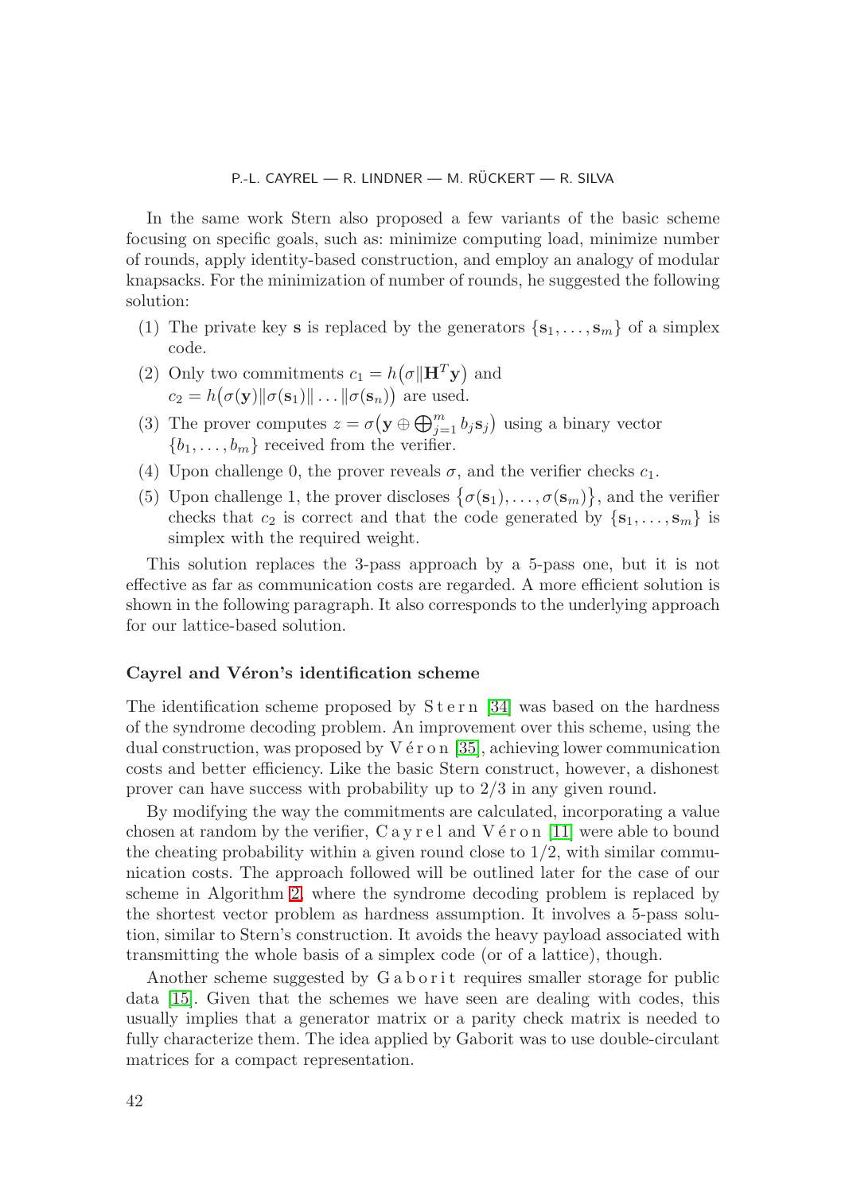In the same work Stern also proposed a few variants of the basic scheme focusing on specific goals, such as: minimize computing load, minimize number of rounds, apply identity-based construction, and employ an analogy of modular knapsacks. For the minimization of number of rounds, he suggested the following solution:

(1) The private key $\mathbf{s}$ is replaced by the generators $\{\mathbf{s}_1, \ldots, \mathbf{s}_m\}$ of a simplex code.

(2) Only two commitments $c_1 = h\big(\sigma \| \mathbf{H}^T \mathbf{y}\big)$ and $c_2 = h\big(\sigma(\mathbf{y}) \| \sigma(\mathbf{s}_1) \| \ldots \| \sigma(\mathbf{s}_n)\big)$ are used.

(3) The prover computes $z = \sigma\big(\mathbf{y} \oplus \bigoplus_{j=1}^{m} b_j \mathbf{s}_j\big)$ using a binary vector $\{b_1, \ldots, b_m\}$ received from the verifier.

(4) Upon challenge 0, the prover reveals $\sigma$, and the verifier checks $c_1$.

(5) Upon challenge 1, the prover discloses $\{\sigma(\mathbf{s}_1), \ldots, \sigma(\mathbf{s}_m)\}$, and the verifier checks that $c_2$ is correct and that the code generated by $\{\mathbf{s}_1, \ldots, \mathbf{s}_m\}$ is simplex with the required weight.

This solution replaces the 3-pass approach by a 5-pass one, but it is not effective as far as communication costs are regarded. A more efficient solution is shown in the following paragraph. It also corresponds to the underlying approach for our lattice-based solution.

### Cayrel and Véron's identification scheme

The identification scheme proposed by Stern [34] was based on the hardness of the syndrome decoding problem. An improvement over this scheme, using the dual construction, was proposed by Véron [35], achieving lower communication costs and better efficiency. Like the basic Stern construct, however, a dishonest prover can have success with probability up to 2/3 in any given round.

By modifying the way the commitments are calculated, incorporating a value chosen at random by the verifier, Cayrel and Véron [11] were able to bound the cheating probability within a given round close to 1/2, with similar communication costs. The approach followed will be outlined later for the case of our scheme in Algorithm 2, where the syndrome decoding problem is replaced by the shortest vector problem as hardness assumption. It involves a 5-pass solution, similar to Stern's construction. It avoids the heavy payload associated with transmitting the whole basis of a simplex code (or of a lattice), though.

Another scheme suggested by Gaborit requires smaller storage for public data [15]. Given that the schemes we have seen are dealing with codes, this usually implies that a generator matrix or a parity check matrix is needed to fully characterize them. The idea applied by Gaborit was to use double-circulant matrices for a compact representation.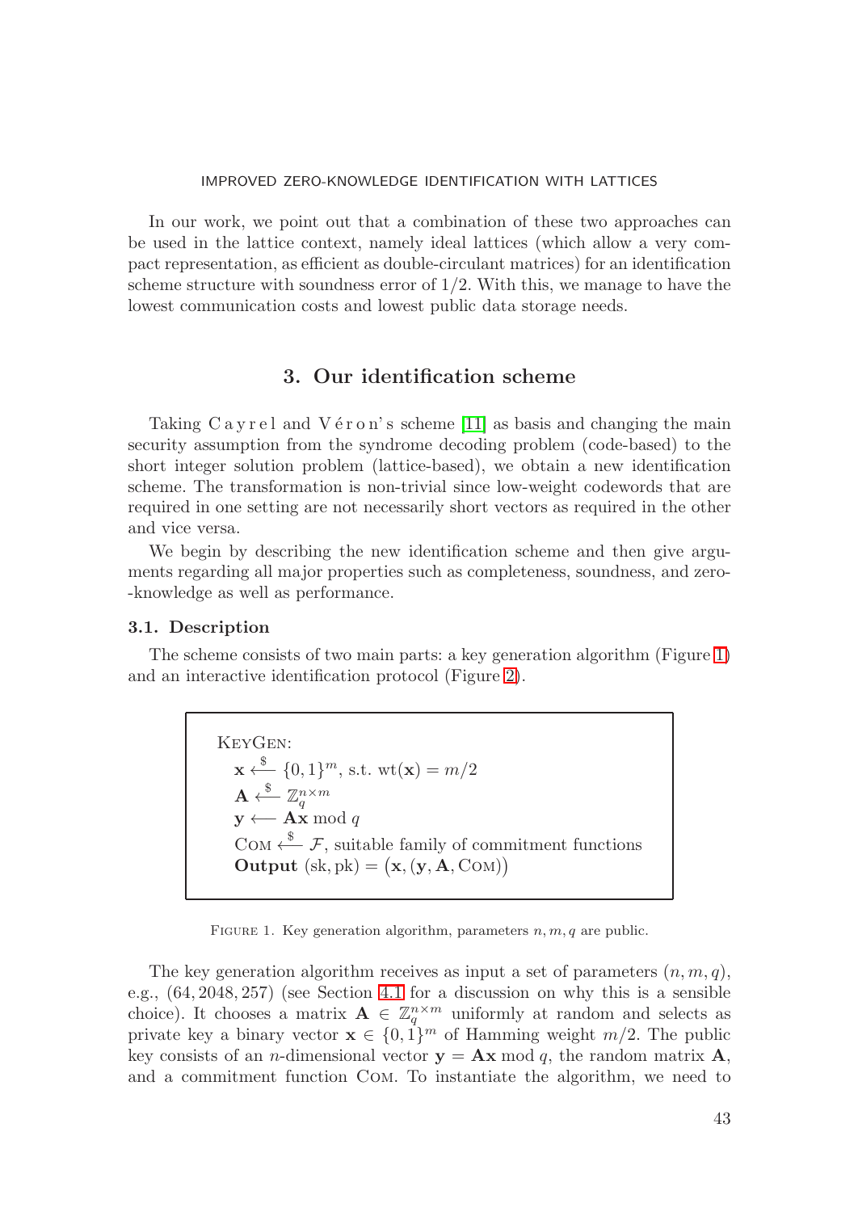In our work, we point out that a combination of these two approaches can be used in the lattice context, namely ideal lattices (which allow a very compact representation, as efficient as double-circulant matrices) for an identification scheme structure with soundness error of $1/2$. With this, we manage to have the lowest communication costs and lowest public data storage needs.

## 3. Our identification scheme

Taking Cayrel and Véron's scheme [11] as basis and changing the main security assumption from the syndrome decoding problem (code-based) to the short integer solution problem (lattice-based), we obtain a new identification scheme. The transformation is non-trivial since low-weight codewords that are required in one setting are not necessarily short vectors as required in the other and vice versa.

We begin by describing the new identification scheme and then give arguments regarding all major properties such as completeness, soundness, and zero-knowledge as well as performance.

### 3.1. Description

The scheme consists of two main parts: a key generation algorithm (Figure 1) and an interactive identification protocol (Figure 2).

```
KeyGen:
  x <-$- {0,1}^m, s.t. wt(x) = m/2
  A <-$- Z_q^{n×m}
  y <-- Ax mod q
  Com <-$- F, suitable family of commitment functions
  Output (sk, pk) = (x, (y, A, Com))
```

$$\begin{aligned}
&\textsc{KeyGen}:\\
&\quad \mathbf{x} \xleftarrow{\$} \{0,1\}^m, \text{ s.t. } \mathrm{wt}(\mathbf{x}) = m/2\\
&\quad \mathbf{A} \xleftarrow{\$} \mathbb{Z}_q^{n\times m}\\
&\quad \mathbf{y} \longleftarrow \mathbf{A}\mathbf{x} \bmod q\\
&\quad \textsc{Com} \xleftarrow{\$} \mathcal{F}, \text{ suitable family of commitment functions}\\
&\quad \textbf{Output } (\mathrm{sk}, \mathrm{pk}) = \big(\mathbf{x}, (\mathbf{y}, \mathbf{A}, \textsc{Com})\big)
\end{aligned}$$

Figure 1. Key generation algorithm, parameters $n, m, q$ are public.

The key generation algorithm receives as input a set of parameters $(n, m, q)$, e.g., $(64, 2048, 257)$ (see Section 4.1 for a discussion on why this is a sensible choice). It chooses a matrix $\mathbf{A} \in \mathbb{Z}_q^{n\times m}$ uniformly at random and selects as private key a binary vector $\mathbf{x} \in \{0,1\}^m$ of Hamming weight $m/2$. The public key consists of an $n$-dimensional vector $\mathbf{y} = \mathbf{A}\mathbf{x} \bmod q$, the random matrix $\mathbf{A}$, and a commitment function $\textsc{Com}$. To instantiate the algorithm, we need to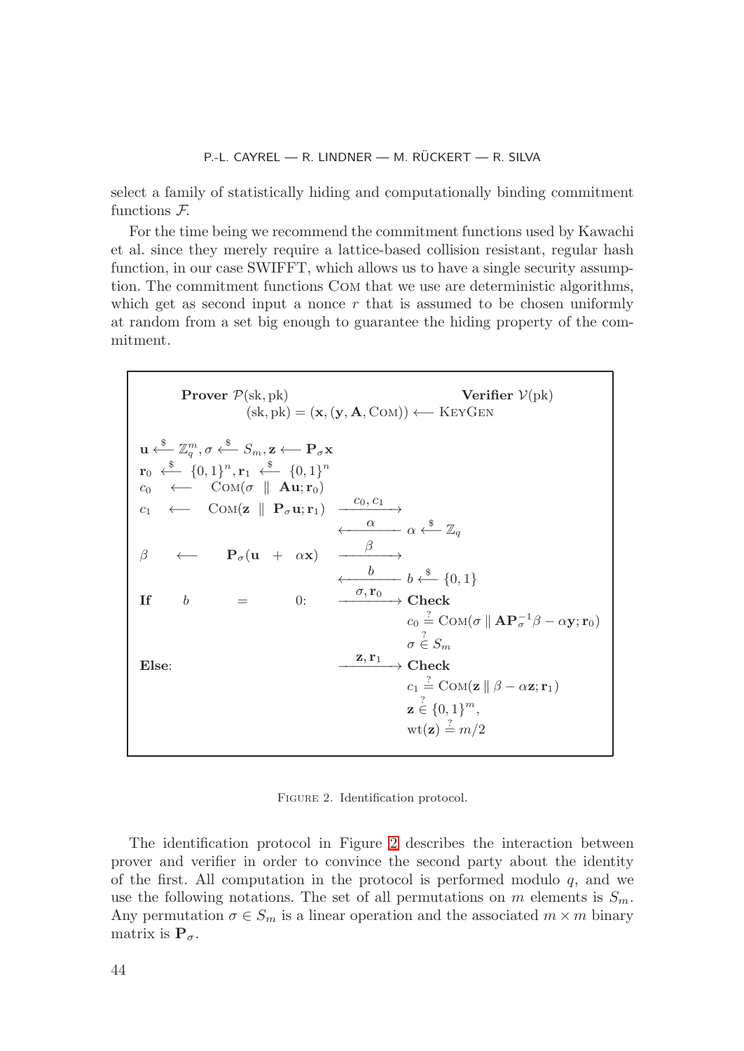select a family of statistically hiding and computationally binding commitment functions $\mathcal{F}$.

For the time being we recommend the commitment functions used by Kawachi et al. since they merely require a lattice-based collision resistant, regular hash function, in our case SWIFFT, which allows us to have a single security assumption. The commitment functions COM that we use are deterministic algorithms, which get as second input a nonce $r$ that is assumed to be chosen uniformly at random from a set big enough to guarantee the hiding property of the commitment.

**Prover** $\mathcal{P}(\mathrm{sk}, \mathrm{pk})$ **Verifier** $\mathcal{V}(\mathrm{pk})$

$(\mathrm{sk}, \mathrm{pk}) = (\mathbf{x}, (\mathbf{y}, \mathbf{A}, \mathrm{COM})) \longleftarrow \mathrm{KEYGEN}$

$\mathbf{u} \xleftarrow{\$} \mathbb{Z}_q^m, \sigma \xleftarrow{\$} S_m, \mathbf{z} \longleftarrow \mathbf{P}_\sigma \mathbf{x}$

$\mathbf{r}_0 \xleftarrow{\$} \{0,1\}^n, \mathbf{r}_1 \xleftarrow{\$} \{0,1\}^n$

$c_0 \longleftarrow \mathrm{COM}(\sigma \parallel \mathbf{A}\mathbf{u}; \mathbf{r}_0)$

$c_1 \longleftarrow \mathrm{COM}(\mathbf{z} \parallel \mathbf{P}_\sigma \mathbf{u}; \mathbf{r}_1) \xrightarrow{c_0, c_1}$

$\xleftarrow{\alpha} \alpha \xleftarrow{\$} \mathbb{Z}_q$

$\beta \longleftarrow \mathbf{P}_\sigma(\mathbf{u} + \alpha \mathbf{x}) \xrightarrow{\beta}$

$\xleftarrow{b} b \xleftarrow{\$} \{0,1\}$

**If** $b = 0$: $\xrightarrow{\sigma, \mathbf{r}_0}$ **Check**

$c_0 \stackrel{?}{=} \mathrm{COM}(\sigma \parallel \mathbf{A}\mathbf{P}_\sigma^{-1}\beta - \alpha \mathbf{y}; \mathbf{r}_0)$

$\sigma \stackrel{?}{\in} S_m$

**Else**: $\xrightarrow{\mathbf{z}, \mathbf{r}_1}$ **Check**

$c_1 \stackrel{?}{=} \mathrm{COM}(\mathbf{z} \parallel \beta - \alpha \mathbf{z}; \mathbf{r}_1)$

$\mathbf{z} \stackrel{?}{\in} \{0,1\}^m,$

$\mathrm{wt}(\mathbf{z}) \stackrel{?}{=} m/2$

FIGURE 2. Identification protocol.

The identification protocol in Figure 2 describes the interaction between prover and verifier in order to convince the second party about the identity of the first. All computation in the protocol is performed modulo $q$, and we use the following notations. The set of all permutations on $m$ elements is $S_m$. Any permutation $\sigma \in S_m$ is a linear operation and the associated $m \times m$ binary matrix is $\mathbf{P}_\sigma$.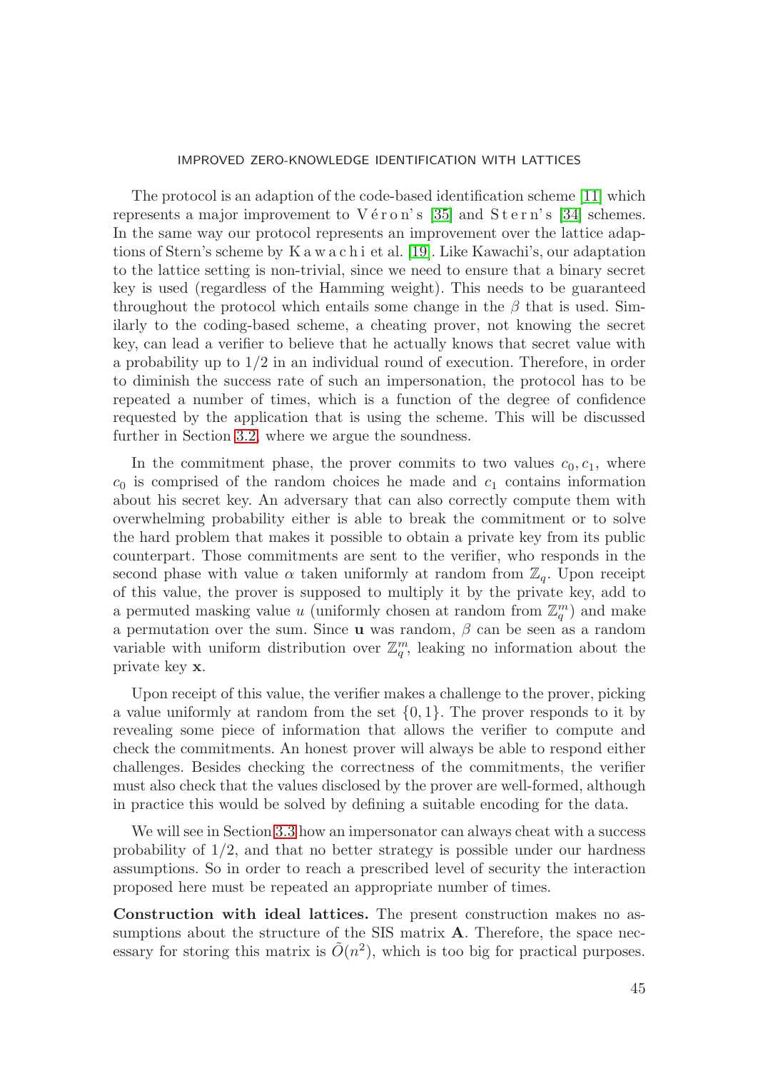The protocol is an adaption of the code-based identification scheme [11] which represents a major improvement to Véron's [35] and Stern's [34] schemes. In the same way our protocol represents an improvement over the lattice adaptions of Stern's scheme by Kawachi et al. [19]. Like Kawachi's, our adaptation to the lattice setting is non-trivial, since we need to ensure that a binary secret key is used (regardless of the Hamming weight). This needs to be guaranteed throughout the protocol which entails some change in the $\beta$ that is used. Similarly to the coding-based scheme, a cheating prover, not knowing the secret key, can lead a verifier to believe that he actually knows that secret value with a probability up to $1/2$ in an individual round of execution. Therefore, in order to diminish the success rate of such an impersonation, the protocol has to be repeated a number of times, which is a function of the degree of confidence requested by the application that is using the scheme. This will be discussed further in Section 3.2, where we argue the soundness.

In the commitment phase, the prover commits to two values $c_0, c_1$, where $c_0$ is comprised of the random choices he made and $c_1$ contains information about his secret key. An adversary that can also correctly compute them with overwhelming probability either is able to break the commitment or to solve the hard problem that makes it possible to obtain a private key from its public counterpart. Those commitments are sent to the verifier, who responds in the second phase with value $\alpha$ taken uniformly at random from $\mathbb{Z}_q$. Upon receipt of this value, the prover is supposed to multiply it by the private key, add to a permuted masking value $u$ (uniformly chosen at random from $\mathbb{Z}_q^m$) and make a permutation over the sum. Since $\mathbf{u}$ was random, $\beta$ can be seen as a random variable with uniform distribution over $\mathbb{Z}_q^m$, leaking no information about the private key $\mathbf{x}$.

Upon receipt of this value, the verifier makes a challenge to the prover, picking a value uniformly at random from the set $\{0, 1\}$. The prover responds to it by revealing some piece of information that allows the verifier to compute and check the commitments. An honest prover will always be able to respond either challenges. Besides checking the correctness of the commitments, the verifier must also check that the values disclosed by the prover are well-formed, although in practice this would be solved by defining a suitable encoding for the data.

We will see in Section 3.3 how an impersonator can always cheat with a success probability of $1/2$, and that no better strategy is possible under our hardness assumptions. So in order to reach a prescribed level of security the interaction proposed here must be repeated an appropriate number of times.

**Construction with ideal lattices.** The present construction makes no assumptions about the structure of the SIS matrix $\mathbf{A}$. Therefore, the space necessary for storing this matrix is $\tilde{O}(n^2)$, which is too big for practical purposes.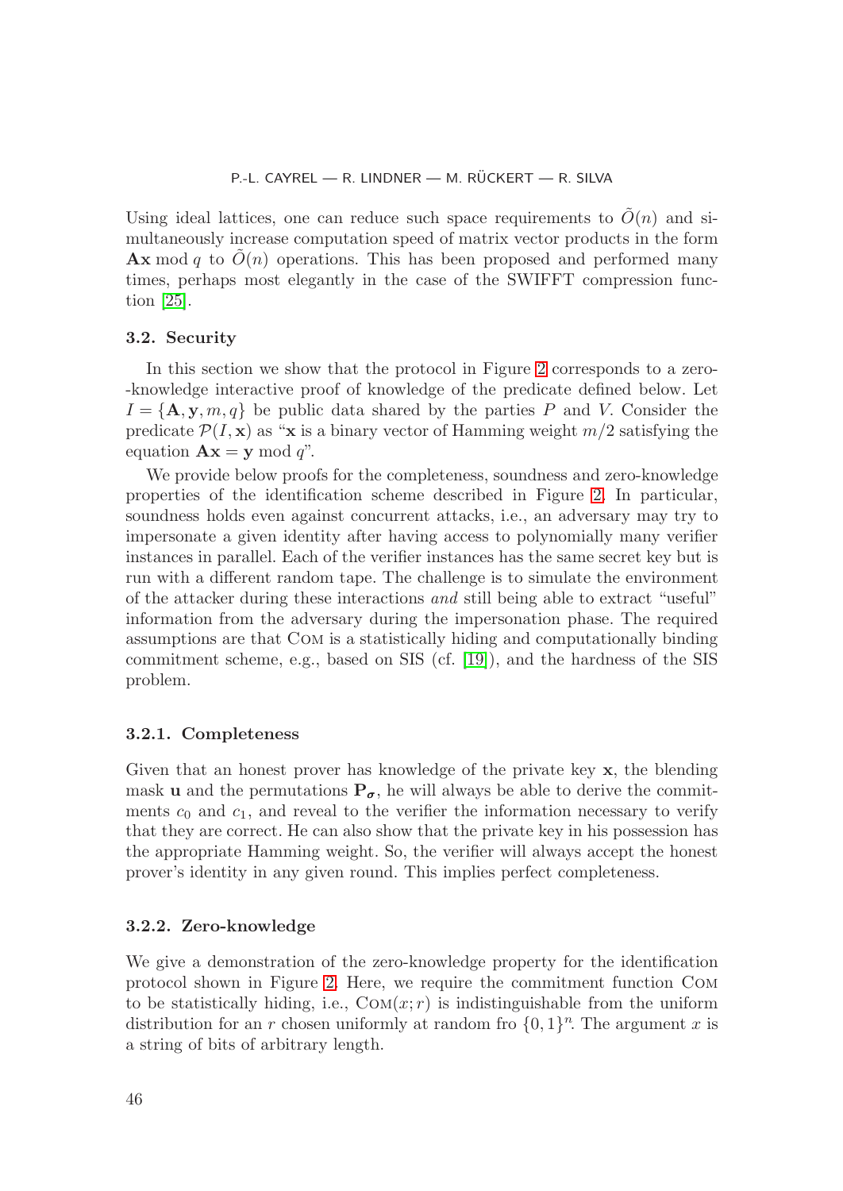Using ideal lattices, one can reduce such space requirements to $\tilde{O}(n)$ and simultaneously increase computation speed of matrix vector products in the form $\mathbf{A}\mathbf{x} \bmod q$ to $\tilde{O}(n)$ operations. This has been proposed and performed many times, perhaps most elegantly in the case of the SWIFFT compression function [25].

### 3.2. Security

In this section we show that the protocol in Figure 2 corresponds to a zero--knowledge interactive proof of knowledge of the predicate defined below. Let $I = \{\mathbf{A}, \mathbf{y}, m, q\}$ be public data shared by the parties $P$ and $V$. Consider the predicate $\mathcal{P}(I, \mathbf{x})$ as "$\mathbf{x}$ is a binary vector of Hamming weight $m/2$ satisfying the equation $\mathbf{A}\mathbf{x} = \mathbf{y} \bmod q$".

We provide below proofs for the completeness, soundness and zero-knowledge properties of the identification scheme described in Figure 2. In particular, soundness holds even against concurrent attacks, i.e., an adversary may try to impersonate a given identity after having access to polynomially many verifier instances in parallel. Each of the verifier instances has the same secret key but is run with a different random tape. The challenge is to simulate the environment of the attacker during these interactions *and* still being able to extract "useful" information from the adversary during the impersonation phase. The required assumptions are that Com is a statistically hiding and computationally binding commitment scheme, e.g., based on SIS (cf. [19]), and the hardness of the SIS problem.

#### 3.2.1. Completeness

Given that an honest prover has knowledge of the private key $\mathbf{x}$, the blending mask $\mathbf{u}$ and the permutations $\mathbf{P}_{\boldsymbol{\sigma}}$, he will always be able to derive the commitments $c_0$ and $c_1$, and reveal to the verifier the information necessary to verify that they are correct. He can also show that the private key in his possession has the appropriate Hamming weight. So, the verifier will always accept the honest prover's identity in any given round. This implies perfect completeness.

#### 3.2.2. Zero-knowledge

We give a demonstration of the zero-knowledge property for the identification protocol shown in Figure 2. Here, we require the commitment function Com to be statistically hiding, i.e., $\text{Com}(x; r)$ is indistinguishable from the uniform distribution for an $r$ chosen uniformly at random fro $\{0, 1\}^n$. The argument $x$ is a string of bits of arbitrary length.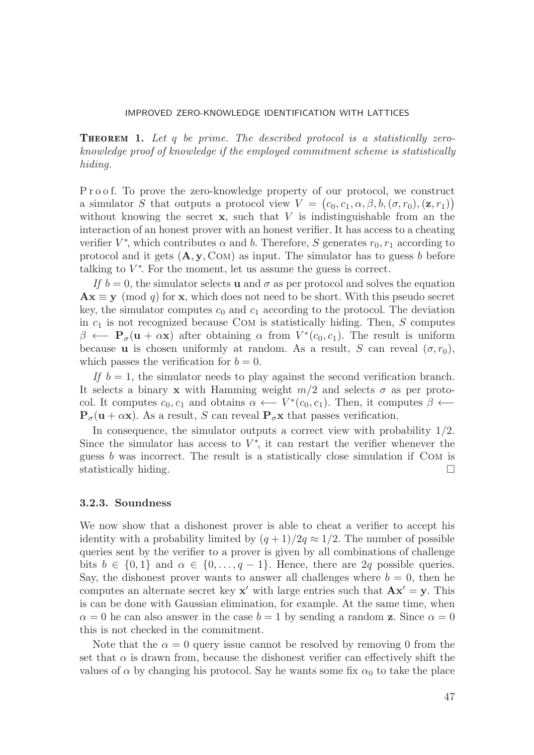**Theorem 1.** *Let $q$ be prime. The described protocol is a statistically zero-knowledge proof of knowledge if the employed commitment scheme is statistically hiding.*

Proof. To prove the zero-knowledge property of our protocol, we construct a simulator $S$ that outputs a protocol view $V = \big(c_0, c_1, \alpha, \beta, b, (\sigma, r_0), (\mathbf{z}, r_1)\big)$ without knowing the secret $\mathbf{x}$, such that $V$ is indistinguishable from an the interaction of an honest prover with an honest verifier. It has access to a cheating verifier $V^*$, which contributes $\alpha$ and $b$. Therefore, $S$ generates $r_0, r_1$ according to protocol and it gets $(\mathbf{A}, \mathbf{y}, \text{Com})$ as input. The simulator has to guess $b$ before talking to $V^*$. For the moment, let us assume the guess is correct.

*If* $b = 0$, the simulator selects $\mathbf{u}$ and $\sigma$ as per protocol and solves the equation $\mathbf{Ax} \equiv \mathbf{y} \pmod{q}$ for $\mathbf{x}$, which does not need to be short. With this pseudo secret key, the simulator computes $c_0$ and $c_1$ according to the protocol. The deviation in $c_1$ is not recognized because Com is statistically hiding. Then, $S$ computes $\beta \longleftarrow \mathbf{P}_\sigma(\mathbf{u} + \alpha\mathbf{x})$ after obtaining $\alpha$ from $V^*(c_0, c_1)$. The result is uniform because $\mathbf{u}$ is chosen uniformly at random. As a result, $S$ can reveal $(\sigma, r_0)$, which passes the verification for $b = 0$.

*If* $b = 1$, the simulator needs to play against the second verification branch. It selects a binary $\mathbf{x}$ with Hamming weight $m/2$ and selects $\sigma$ as per protocol. It computes $c_0, c_1$ and obtains $\alpha \longleftarrow V^*(c_0, c_1)$. Then, it computes $\beta \longleftarrow \mathbf{P}_\sigma(\mathbf{u} + \alpha\mathbf{x})$. As a result, $S$ can reveal $\mathbf{P}_\sigma\mathbf{x}$ that passes verification.

In consequence, the simulator outputs a correct view with probability $1/2$. Since the simulator has access to $V^*$, it can restart the verifier whenever the guess $b$ was incorrect. The result is a statistically close simulation if Com is statistically hiding. □

### 3.2.3. Soundness

We now show that a dishonest prover is able to cheat a verifier to accept his identity with a probability limited by $(q+1)/2q \approx 1/2$. The number of possible queries sent by the verifier to a prover is given by all combinations of challenge bits $b \in \{0, 1\}$ and $\alpha \in \{0, \ldots, q-1\}$. Hence, there are $2q$ possible queries. Say, the dishonest prover wants to answer all challenges where $b = 0$, then he computes an alternate secret key $\mathbf{x}'$ with large entries such that $\mathbf{Ax}' = \mathbf{y}$. This is can be done with Gaussian elimination, for example. At the same time, when $\alpha = 0$ he can also answer in the case $b = 1$ by sending a random $\mathbf{z}$. Since $\alpha = 0$ this is not checked in the commitment.

Note that the $\alpha = 0$ query issue cannot be resolved by removing 0 from the set that $\alpha$ is drawn from, because the dishonest verifier can effectively shift the values of $\alpha$ by changing his protocol. Say he wants some fix $\alpha_0$ to take the place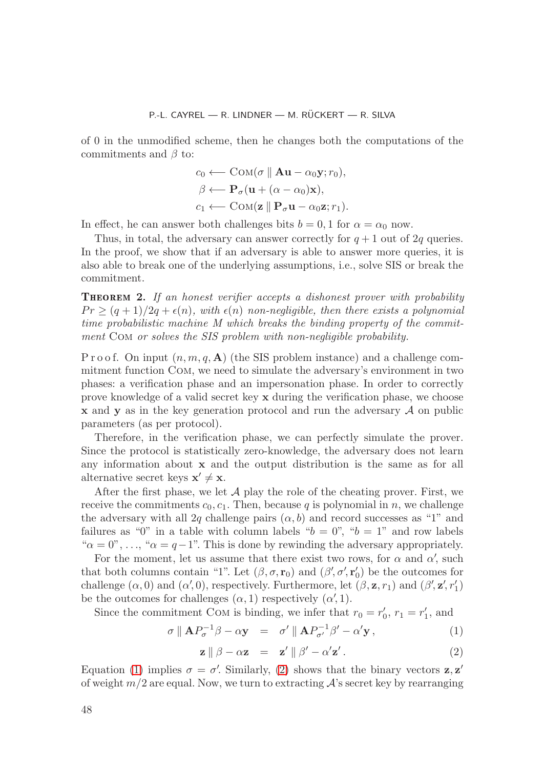of 0 in the unmodified scheme, then he changes both the computations of the commitments and $\beta$ to:

$$c_0 \longleftarrow \text{Com}(\sigma \parallel \mathbf{A}\mathbf{u} - \alpha_0 \mathbf{y}; r_0),$$
$$\beta \longleftarrow \mathbf{P}_\sigma(\mathbf{u} + (\alpha - \alpha_0)\mathbf{x}),$$
$$c_1 \longleftarrow \text{Com}(\mathbf{z} \parallel \mathbf{P}_\sigma \mathbf{u} - \alpha_0 \mathbf{z}; r_1).$$

In effect, he can answer both challenges bits $b = 0, 1$ for $\alpha = \alpha_0$ now.

Thus, in total, the adversary can answer correctly for $q + 1$ out of $2q$ queries. In the proof, we show that if an adversary is able to answer more queries, it is also able to break one of the underlying assumptions, i.e., solve SIS or break the commitment.

**Theorem 2.** *If an honest verifier accepts a dishonest prover with probability $Pr \geq (q+1)/2q + \epsilon(n)$, with $\epsilon(n)$ non-negligible, then there exists a polynomial time probabilistic machine $M$ which breaks the binding property of the commitment* Com *or solves the SIS problem with non-negligible probability.*

Proof. On input $(n, m, q, \mathbf{A})$ (the SIS problem instance) and a challenge commitment function Com, we need to simulate the adversary's environment in two phases: a verification phase and an impersonation phase. In order to correctly prove knowledge of a valid secret key $\mathbf{x}$ during the verification phase, we choose $\mathbf{x}$ and $\mathbf{y}$ as in the key generation protocol and run the adversary $\mathcal{A}$ on public parameters (as per protocol).

Therefore, in the verification phase, we can perfectly simulate the prover. Since the protocol is statistically zero-knowledge, the adversary does not learn any information about $\mathbf{x}$ and the output distribution is the same as for all alternative secret keys $\mathbf{x}' \neq \mathbf{x}$.

After the first phase, we let $\mathcal{A}$ play the role of the cheating prover. First, we receive the commitments $c_0, c_1$. Then, because $q$ is polynomial in $n$, we challenge the adversary with all $2q$ challenge pairs $(\alpha, b)$ and record successes as "1" and failures as "0" in a table with column labels "$b = 0$", "$b = 1$" and row labels "$\alpha = 0$", ..., "$\alpha = q-1$". This is done by rewinding the adversary appropriately.

For the moment, let us assume that there exist two rows, for $\alpha$ and $\alpha'$, such that both columns contain "1". Let $(\beta, \sigma, \mathbf{r}_0)$ and $(\beta', \sigma', \mathbf{r}'_0)$ be the outcomes for challenge $(\alpha, 0)$ and $(\alpha', 0)$, respectively. Furthermore, let $(\beta, \mathbf{z}, r_1)$ and $(\beta', \mathbf{z}', r'_1)$ be the outcomes for challenges $(\alpha, 1)$ respectively $(\alpha', 1)$.

Since the commitment Com is binding, we infer that $r_0 = r'_0$, $r_1 = r'_1$, and

$$\sigma \parallel \mathbf{A}P_\sigma^{-1}\beta - \alpha\mathbf{y} \quad = \quad \sigma' \parallel \mathbf{A}P_{\sigma'}^{-1}\beta' - \alpha'\mathbf{y}\,, \tag{1}$$

$$\mathbf{z} \parallel \beta - \alpha\mathbf{z} \quad = \quad \mathbf{z}' \parallel \beta' - \alpha'\mathbf{z}'\,. \tag{2}$$

Equation (1) implies $\sigma = \sigma'$. Similarly, (2) shows that the binary vectors $\mathbf{z}, \mathbf{z}'$ of weight $m/2$ are equal. Now, we turn to extracting $\mathcal{A}$'s secret key by rearranging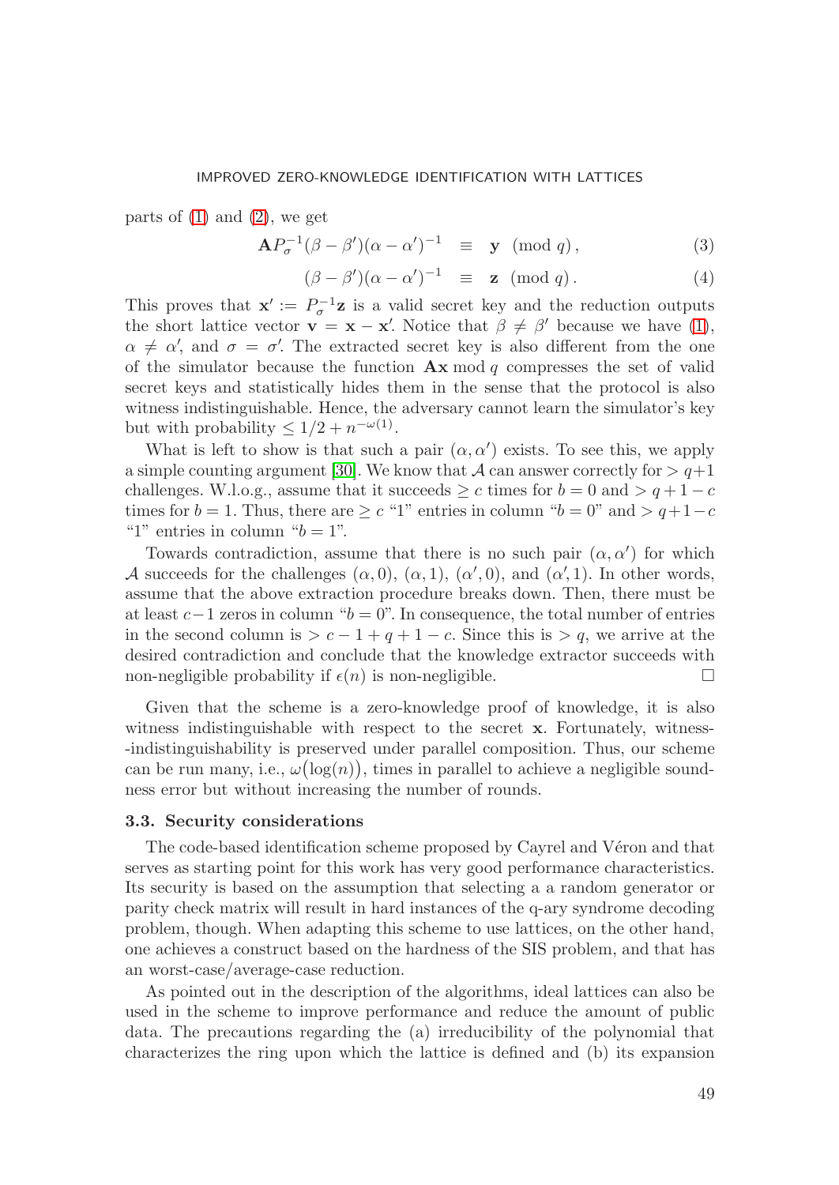parts of (1) and (2), we get

$$\mathbf{A}P_\sigma^{-1}(\beta - \beta')(\alpha - \alpha')^{-1} \equiv \mathbf{y} \pmod{q}, \tag{3}$$

$$(\beta - \beta')(\alpha - \alpha')^{-1} \equiv \mathbf{z} \pmod{q}. \tag{4}$$

This proves that $\mathbf{x}' := P_\sigma^{-1}\mathbf{z}$ is a valid secret key and the reduction outputs the short lattice vector $\mathbf{v} = \mathbf{x} - \mathbf{x}'$. Notice that $\beta \neq \beta'$ because we have (1), $\alpha \neq \alpha'$, and $\sigma = \sigma'$. The extracted secret key is also different from the one of the simulator because the function $\mathbf{A}\mathbf{x} \bmod q$ compresses the set of valid secret keys and statistically hides them in the sense that the protocol is also witness indistinguishable. Hence, the adversary cannot learn the simulator's key but with probability $\leq 1/2 + n^{-\omega(1)}$.

What is left to show is that such a pair $(\alpha, \alpha')$ exists. To see this, we apply a simple counting argument [30]. We know that $\mathcal{A}$ can answer correctly for $> q+1$ challenges. W.l.o.g., assume that it succeeds $\geq c$ times for $b = 0$ and $> q+1-c$ times for $b = 1$. Thus, there are $\geq c$ "1" entries in column "$b = 0$" and $> q+1-c$ "1" entries in column "$b = 1$".

Towards contradiction, assume that there is no such pair $(\alpha, \alpha')$ for which $\mathcal{A}$ succeeds for the challenges $(\alpha, 0)$, $(\alpha, 1)$, $(\alpha', 0)$, and $(\alpha', 1)$. In other words, assume that the above extraction procedure breaks down. Then, there must be at least $c-1$ zeros in column "$b = 0$". In consequence, the total number of entries in the second column is $> c - 1 + q + 1 - c$. Since this is $> q$, we arrive at the desired contradiction and conclude that the knowledge extractor succeeds with non-negligible probability if $\epsilon(n)$ is non-negligible. □

Given that the scheme is a zero-knowledge proof of knowledge, it is also witness indistinguishable with respect to the secret $\mathbf{x}$. Fortunately, witness--indistinguishability is preserved under parallel composition. Thus, our scheme can be run many, i.e., $\omega(\log(n))$, times in parallel to achieve a negligible soundness error but without increasing the number of rounds.

### 3.3. Security considerations

The code-based identification scheme proposed by Cayrel and Véron and that serves as starting point for this work has very good performance characteristics. Its security is based on the assumption that selecting a a random generator or parity check matrix will result in hard instances of the q-ary syndrome decoding problem, though. When adapting this scheme to use lattices, on the other hand, one achieves a construct based on the hardness of the SIS problem, and that has an worst-case/average-case reduction.

As pointed out in the description of the algorithms, ideal lattices can also be used in the scheme to improve performance and reduce the amount of public data. The precautions regarding the (a) irreducibility of the polynomial that characterizes the ring upon which the lattice is defined and (b) its expansion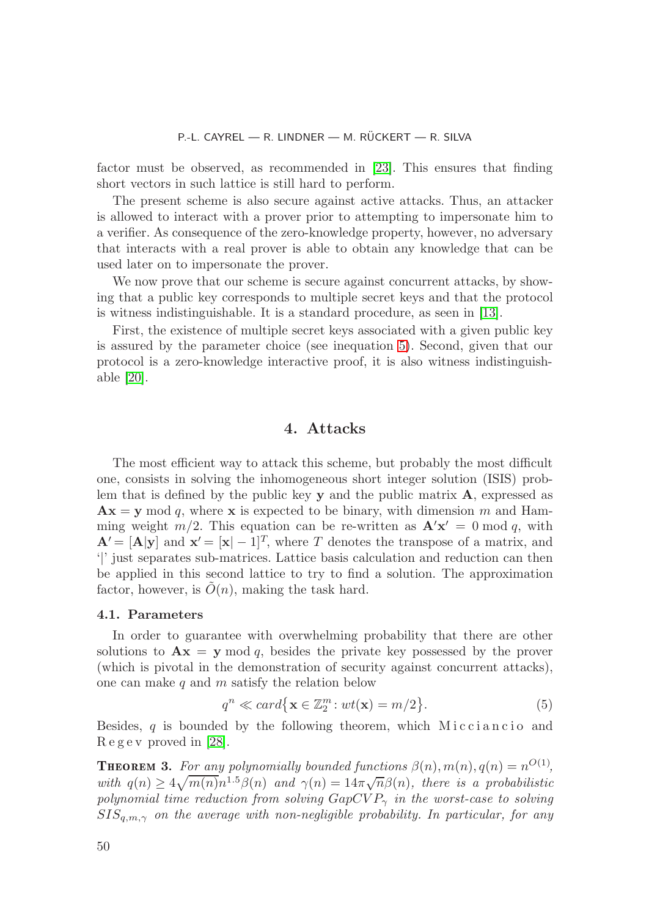factor must be observed, as recommended in [23]. This ensures that finding short vectors in such lattice is still hard to perform.

The present scheme is also secure against active attacks. Thus, an attacker is allowed to interact with a prover prior to attempting to impersonate him to a verifier. As consequence of the zero-knowledge property, however, no adversary that interacts with a real prover is able to obtain any knowledge that can be used later on to impersonate the prover.

We now prove that our scheme is secure against concurrent attacks, by showing that a public key corresponds to multiple secret keys and that the protocol is witness indistinguishable. It is a standard procedure, as seen in [13].

First, the existence of multiple secret keys associated with a given public key is assured by the parameter choice (see inequation 5). Second, given that our protocol is a zero-knowledge interactive proof, it is also witness indistinguishable [20].

## 4. Attacks

The most efficient way to attack this scheme, but probably the most difficult one, consists in solving the inhomogeneous short integer solution (ISIS) problem that is defined by the public key $\mathbf{y}$ and the public matrix $\mathbf{A}$, expressed as $\mathbf{A}\mathbf{x} = \mathbf{y} \bmod q$, where $\mathbf{x}$ is expected to be binary, with dimension $m$ and Hamming weight $m/2$. This equation can be re-written as $\mathbf{A}'\mathbf{x}' = 0 \bmod q$, with $\mathbf{A}' = [\mathbf{A}|\mathbf{y}]$ and $\mathbf{x}' = [\mathbf{x}| -1]^T$, where $T$ denotes the transpose of a matrix, and '|' just separates sub-matrices. Lattice basis calculation and reduction can then be applied in this second lattice to try to find a solution. The approximation factor, however, is $\tilde{O}(n)$, making the task hard.

### 4.1. Parameters

In order to guarantee with overwhelming probability that there are other solutions to $\mathbf{A}\mathbf{x} = \mathbf{y} \bmod q$, besides the private key possessed by the prover (which is pivotal in the demonstration of security against concurrent attacks), one can make $q$ and $m$ satisfy the relation below

$$q^n \ll card\{\mathbf{x} \in \mathbb{Z}_2^m : wt(\mathbf{x}) = m/2\}. \tag{5}$$

Besides, $q$ is bounded by the following theorem, which Micciancio and Regev proved in [28].

**Theorem 3.** *For any polynomially bounded functions $\beta(n), m(n), q(n) = n^{O(1)}$, with $q(n) \geq 4\sqrt{m(n)}n^{1.5}\beta(n)$ and $\gamma(n) = 14\pi\sqrt{n}\beta(n)$, there is a probabilistic polynomial time reduction from solving $GapCVP_\gamma$ in the worst-case to solving $SIS_{q,m,\gamma}$ on the average with non-negligible probability. In particular, for any*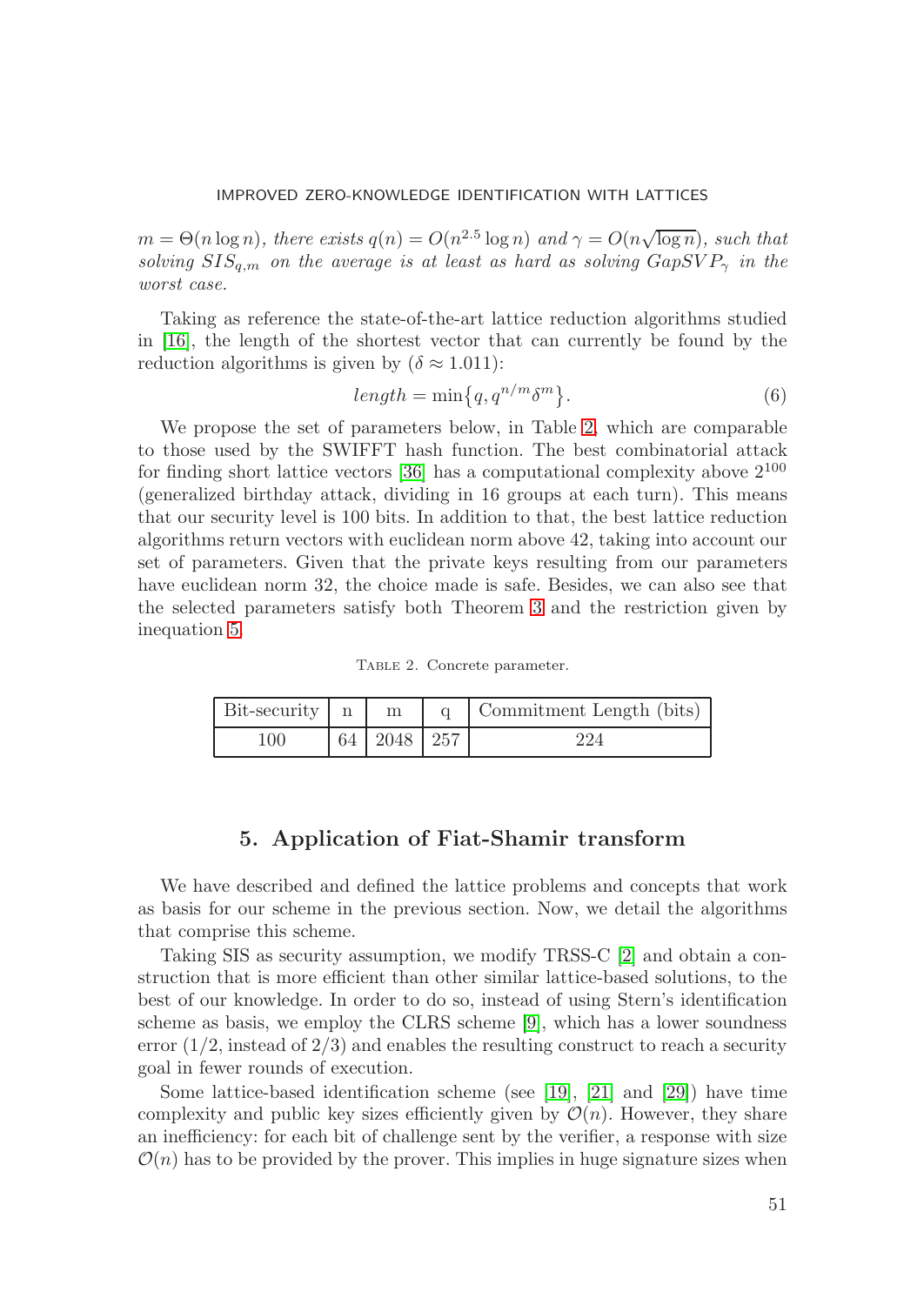*$m = \Theta(n \log n)$, there exists $q(n) = O(n^{2.5} \log n)$ and $\gamma = O(n\sqrt{\log n})$, such that solving $SIS_{q,m}$ on the average is at least as hard as solving $GapSVP_\gamma$ in the worst case.*

Taking as reference the state-of-the-art lattice reduction algorithms studied in [16], the length of the shortest vector that can currently be found by the reduction algorithms is given by ($\delta \approx 1.011$):

$$length = \min\{q, q^{n/m}\delta^m\}. \tag{6}$$

We propose the set of parameters below, in Table 2, which are comparable to those used by the SWIFFT hash function. The best combinatorial attack for finding short lattice vectors [36] has a computational complexity above $2^{100}$ (generalized birthday attack, dividing in 16 groups at each turn). This means that our security level is 100 bits. In addition to that, the best lattice reduction algorithms return vectors with euclidean norm above 42, taking into account our set of parameters. Given that the private keys resulting from our parameters have euclidean norm 32, the choice made is safe. Besides, we can also see that the selected parameters satisfy both Theorem 3 and the restriction given by inequation 5.

Table 2. Concrete parameter.

| Bit-security | n | m | q | Commitment Length (bits) |
|---|---|---|---|---|
| 100 | 64 | 2048 | 257 | 224 |

## 5. Application of Fiat-Shamir transform

We have described and defined the lattice problems and concepts that work as basis for our scheme in the previous section. Now, we detail the algorithms that comprise this scheme.

Taking SIS as security assumption, we modify TRSS-C [2] and obtain a construction that is more efficient than other similar lattice-based solutions, to the best of our knowledge. In order to do so, instead of using Stern's identification scheme as basis, we employ the CLRS scheme [9], which has a lower soundness error (1/2, instead of 2/3) and enables the resulting construct to reach a security goal in fewer rounds of execution.

Some lattice-based identification scheme (see [19], [21] and [29]) have time complexity and public key sizes efficiently given by $\mathcal{O}(n)$. However, they share an inefficiency: for each bit of challenge sent by the verifier, a response with size $\mathcal{O}(n)$ has to be provided by the prover. This implies in huge signature sizes when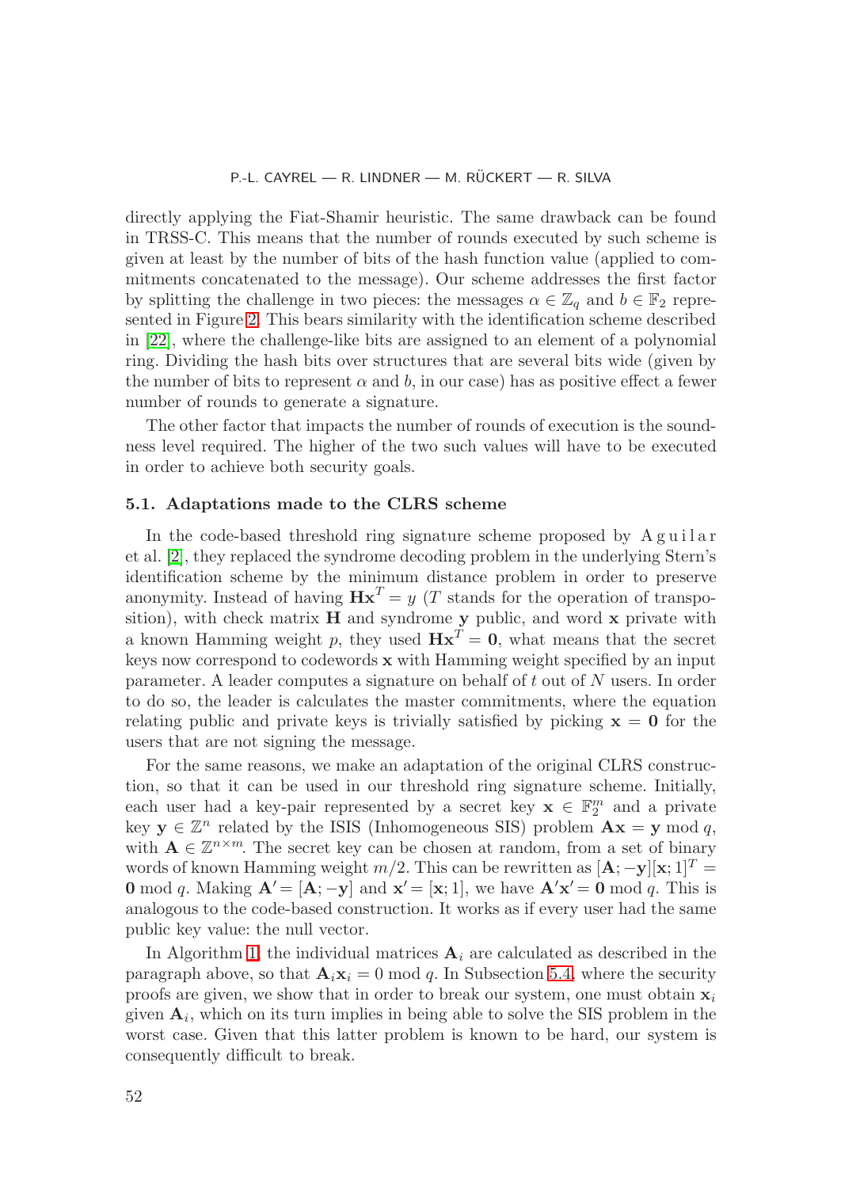directly applying the Fiat-Shamir heuristic. The same drawback can be found in TRSS-C. This means that the number of rounds executed by such scheme is given at least by the number of bits of the hash function value (applied to commitments concatenated to the message). Our scheme addresses the first factor by splitting the challenge in two pieces: the messages $\alpha \in \mathbb{Z}_q$ and $b \in \mathbb{F}_2$ represented in Figure 2. This bears similarity with the identification scheme described in [22], where the challenge-like bits are assigned to an element of a polynomial ring. Dividing the hash bits over structures that are several bits wide (given by the number of bits to represent $\alpha$ and $b$, in our case) has as positive effect a fewer number of rounds to generate a signature.

The other factor that impacts the number of rounds of execution is the soundness level required. The higher of the two such values will have to be executed in order to achieve both security goals.

### 5.1. Adaptations made to the CLRS scheme

In the code-based threshold ring signature scheme proposed by Aguilar et al. [2], they replaced the syndrome decoding problem in the underlying Stern's identification scheme by the minimum distance problem in order to preserve anonymity. Instead of having $\mathbf{H}\mathbf{x}^T = y$ ($T$ stands for the operation of transposition), with check matrix $\mathbf{H}$ and syndrome $\mathbf{y}$ public, and word $\mathbf{x}$ private with a known Hamming weight $p$, they used $\mathbf{H}\mathbf{x}^T = \mathbf{0}$, what means that the secret keys now correspond to codewords $\mathbf{x}$ with Hamming weight specified by an input parameter. A leader computes a signature on behalf of $t$ out of $N$ users. In order to do so, the leader is calculates the master commitments, where the equation relating public and private keys is trivially satisfied by picking $\mathbf{x} = \mathbf{0}$ for the users that are not signing the message.

For the same reasons, we make an adaptation of the original CLRS construction, so that it can be used in our threshold ring signature scheme. Initially, each user had a key-pair represented by a secret key $\mathbf{x} \in \mathbb{F}_2^m$ and a private key $\mathbf{y} \in \mathbb{Z}^n$ related by the ISIS (Inhomogeneous SIS) problem $\mathbf{A}\mathbf{x} = \mathbf{y} \bmod q$, with $\mathbf{A} \in \mathbb{Z}^{n \times m}$. The secret key can be chosen at random, from a set of binary words of known Hamming weight $m/2$. This can be rewritten as $[\mathbf{A}; -\mathbf{y}][\mathbf{x}; 1]^T = \mathbf{0} \bmod q$. Making $\mathbf{A}' = [\mathbf{A}; -\mathbf{y}]$ and $\mathbf{x}' = [\mathbf{x}; 1]$, we have $\mathbf{A}'\mathbf{x}' = \mathbf{0} \bmod q$. This is analogous to the code-based construction. It works as if every user had the same public key value: the null vector.

In Algorithm 1, the individual matrices $\mathbf{A}_i$ are calculated as described in the paragraph above, so that $\mathbf{A}_i\mathbf{x}_i = 0 \bmod q$. In Subsection 5.4, where the security proofs are given, we show that in order to break our system, one must obtain $\mathbf{x}_i$ given $\mathbf{A}_i$, which on its turn implies in being able to solve the SIS problem in the worst case. Given that this latter problem is known to be hard, our system is consequently difficult to break.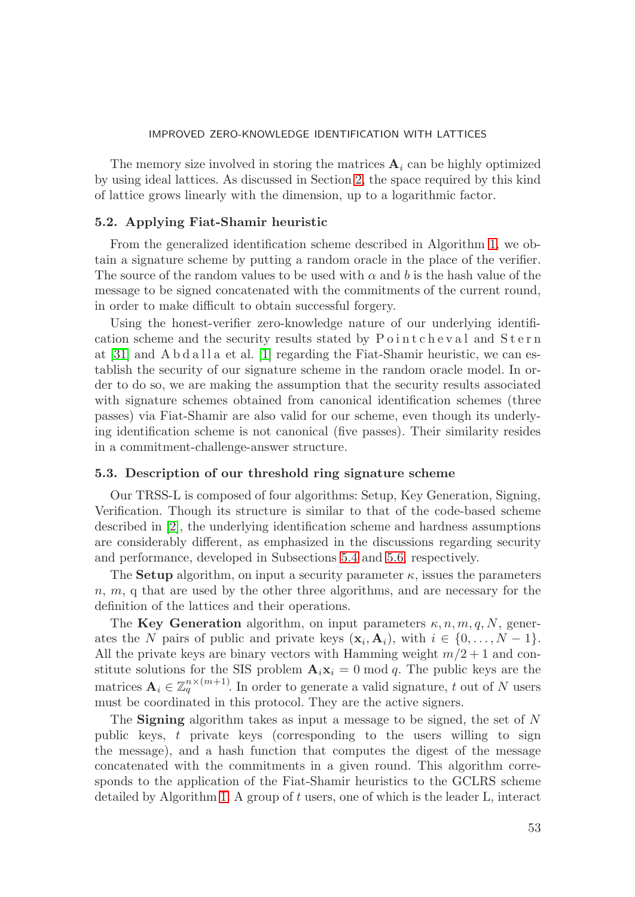The memory size involved in storing the matrices $\mathbf{A}_i$ can be highly optimized by using ideal lattices. As discussed in Section 2, the space required by this kind of lattice grows linearly with the dimension, up to a logarithmic factor.

### 5.2. Applying Fiat-Shamir heuristic

From the generalized identification scheme described in Algorithm 1, we obtain a signature scheme by putting a random oracle in the place of the verifier. The source of the random values to be used with $\alpha$ and $b$ is the hash value of the message to be signed concatenated with the commitments of the current round, in order to make difficult to obtain successful forgery.

Using the honest-verifier zero-knowledge nature of our underlying identification scheme and the security results stated by Pointcheval and Stern at [31] and Abdalla et al. [1] regarding the Fiat-Shamir heuristic, we can establish the security of our signature scheme in the random oracle model. In order to do so, we are making the assumption that the security results associated with signature schemes obtained from canonical identification schemes (three passes) via Fiat-Shamir are also valid for our scheme, even though its underlying identification scheme is not canonical (five passes). Their similarity resides in a commitment-challenge-answer structure.

### 5.3. Description of our threshold ring signature scheme

Our TRSS-L is composed of four algorithms: Setup, Key Generation, Signing, Verification. Though its structure is similar to that of the code-based scheme described in [2], the underlying identification scheme and hardness assumptions are considerably different, as emphasized in the discussions regarding security and performance, developed in Subsections 5.4 and 5.6, respectively.

The **Setup** algorithm, on input a security parameter $\kappa$, issues the parameters $n$, $m$, q that are used by the other three algorithms, and are necessary for the definition of the lattices and their operations.

The **Key Generation** algorithm, on input parameters $\kappa, n, m, q, N$, generates the $N$ pairs of public and private keys $(\mathbf{x}_i, \mathbf{A}_i)$, with $i \in \{0, \ldots, N-1\}$. All the private keys are binary vectors with Hamming weight $m/2+1$ and constitute solutions for the SIS problem $\mathbf{A}_i \mathbf{x}_i = 0 \bmod q$. The public keys are the matrices $\mathbf{A}_i \in \mathbb{Z}_q^{n \times (m+1)}$. In order to generate a valid signature, $t$ out of $N$ users must be coordinated in this protocol. They are the active signers.

The **Signing** algorithm takes as input a message to be signed, the set of $N$ public keys, $t$ private keys (corresponding to the users willing to sign the message), and a hash function that computes the digest of the message concatenated with the commitments in a given round. This algorithm corresponds to the application of the Fiat-Shamir heuristics to the GCLRS scheme detailed by Algorithm 1. A group of $t$ users, one of which is the leader L, interact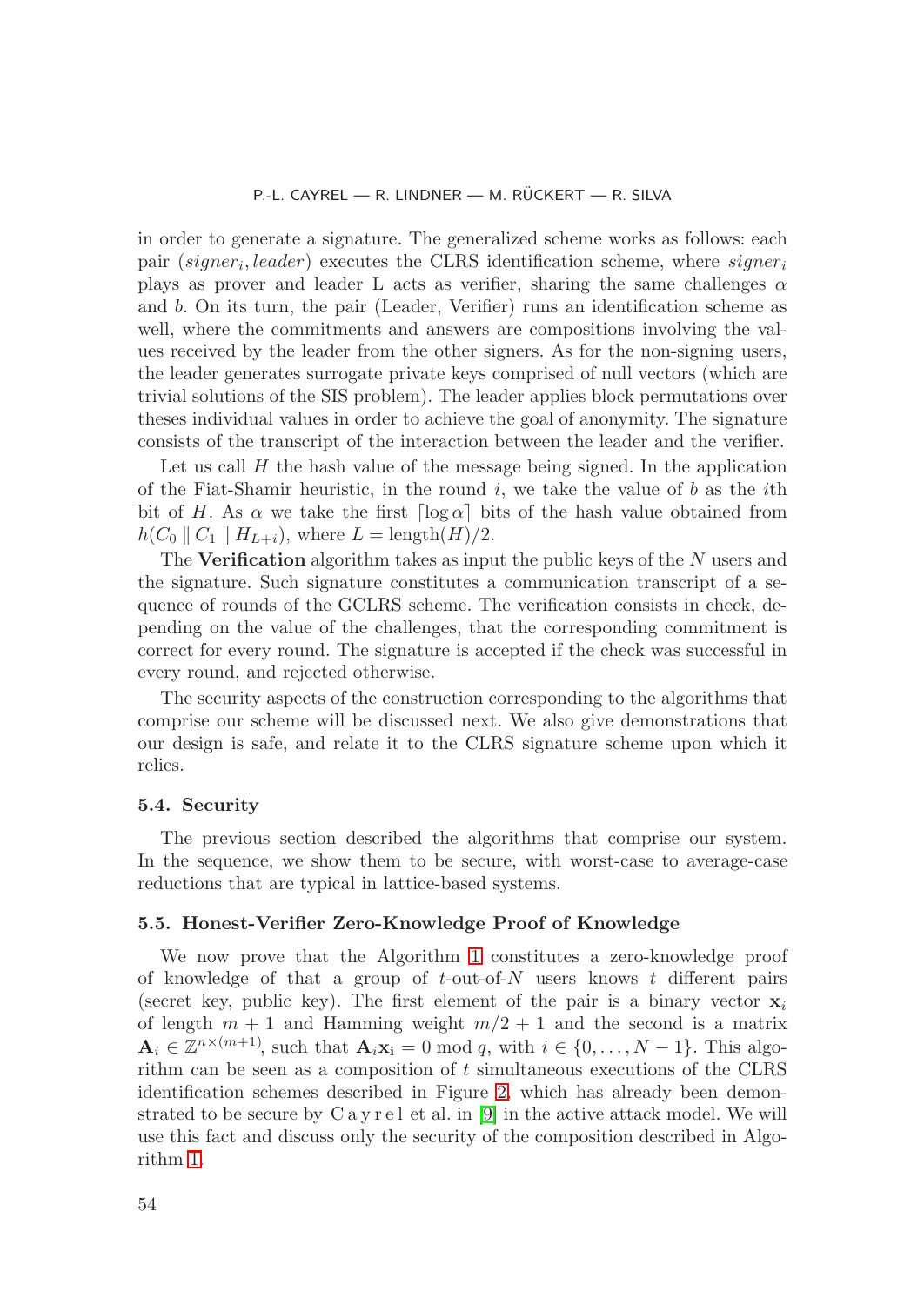in order to generate a signature. The generalized scheme works as follows: each pair ($signer_i, leader$) executes the CLRS identification scheme, where $signer_i$ plays as prover and leader L acts as verifier, sharing the same challenges $\alpha$ and $b$. On its turn, the pair (Leader, Verifier) runs an identification scheme as well, where the commitments and answers are compositions involving the values received by the leader from the other signers. As for the non-signing users, the leader generates surrogate private keys comprised of null vectors (which are trivial solutions of the SIS problem). The leader applies block permutations over theses individual values in order to achieve the goal of anonymity. The signature consists of the transcript of the interaction between the leader and the verifier.

Let us call $H$ the hash value of the message being signed. In the application of the Fiat-Shamir heuristic, in the round $i$, we take the value of $b$ as the $i$th bit of $H$. As $\alpha$ we take the first $\lceil \log \alpha \rceil$ bits of the hash value obtained from $h(C_0 \parallel C_1 \parallel H_{L+i})$, where $L = \text{length}(H)/2$.

The **Verification** algorithm takes as input the public keys of the $N$ users and the signature. Such signature constitutes a communication transcript of a sequence of rounds of the GCLRS scheme. The verification consists in check, depending on the value of the challenges, that the corresponding commitment is correct for every round. The signature is accepted if the check was successful in every round, and rejected otherwise.

The security aspects of the construction corresponding to the algorithms that comprise our scheme will be discussed next. We also give demonstrations that our design is safe, and relate it to the CLRS signature scheme upon which it relies.

### 5.4. Security

The previous section described the algorithms that comprise our system. In the sequence, we show them to be secure, with worst-case to average-case reductions that are typical in lattice-based systems.

### 5.5. Honest-Verifier Zero-Knowledge Proof of Knowledge

We now prove that the Algorithm 1 constitutes a zero-knowledge proof of knowledge of that a group of $t$-out-of-$N$ users knows $t$ different pairs (secret key, public key). The first element of the pair is a binary vector $\mathbf{x}_i$ of length $m+1$ and Hamming weight $m/2+1$ and the second is a matrix $\mathbf{A}_i \in \mathbb{Z}^{n\times(m+1)}$, such that $\mathbf{A}_i\mathbf{x_i} = 0 \bmod q$, with $i \in \{0, \ldots, N-1\}$. This algorithm can be seen as a composition of $t$ simultaneous executions of the CLRS identification schemes described in Figure 2, which has already been demonstrated to be secure by Cayrel et al. in [9] in the active attack model. We will use this fact and discuss only the security of the composition described in Algorithm 1.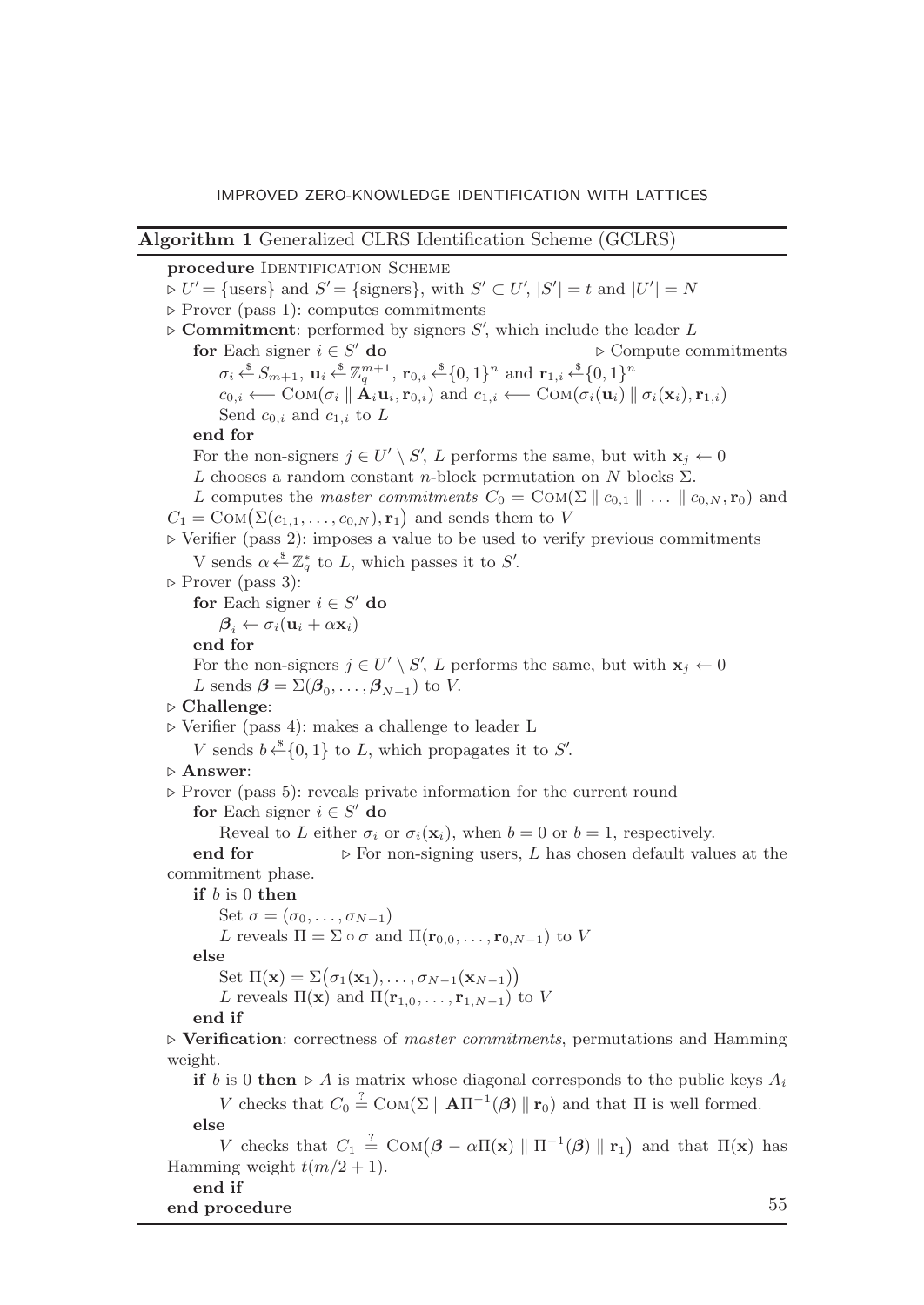**Algorithm 1** Generalized CLRS Identification Scheme (GCLRS)

**procedure** Identification Scheme

▷ $U' = \{\text{users}\}$ and $S' = \{\text{signers}\}$, with $S' \subset U'$, $|S'| = t$ and $|U'| = N$

▷ Prover (pass 1): computes commitments

▷ **Commitment**: performed by signers $S'$, which include the leader $L$

**for** Each signer $i \in S'$ **do** ▷ Compute commitments

$\sigma_i \xleftarrow{\$} S_{m+1}$, $\mathbf{u}_i \xleftarrow{\$} \mathbb{Z}_q^{m+1}$, $\mathbf{r}_{0,i} \xleftarrow{\$} \{0,1\}^n$ and $\mathbf{r}_{1,i} \xleftarrow{\$} \{0,1\}^n$

$c_{0,i} \longleftarrow \text{Com}(\sigma_i \parallel \mathbf{A}_i \mathbf{u}_i, \mathbf{r}_{0,i})$ and $c_{1,i} \longleftarrow \text{Com}(\sigma_i(\mathbf{u}_i) \parallel \sigma_i(\mathbf{x}_i), \mathbf{r}_{1,i})$

Send $c_{0,i}$ and $c_{1,i}$ to $L$

**end for**

For the non-signers $j \in U' \setminus S'$, $L$ performs the same, but with $\mathbf{x}_j \leftarrow 0$

$L$ chooses a random constant $n$-block permutation on $N$ blocks $\Sigma$.

$L$ computes the *master commitments* $C_0 = \text{Com}(\Sigma \parallel c_{0,1} \parallel \ldots \parallel c_{0,N}, \mathbf{r}_0)$ and $C_1 = \text{Com}(\Sigma(c_{1,1}, \ldots, c_{0,N}), \mathbf{r}_1)$ and sends them to $V$

▷ Verifier (pass 2): imposes a value to be used to verify previous commitments

V sends $\alpha \xleftarrow{\$} \mathbb{Z}_q^*$ to $L$, which passes it to $S'$.

▷ Prover (pass 3):

**for** Each signer $i \in S'$ **do**

$\boldsymbol{\beta}_i \leftarrow \sigma_i(\mathbf{u}_i + \alpha \mathbf{x}_i)$

**end for**

For the non-signers $j \in U' \setminus S'$, $L$ performs the same, but with $\mathbf{x}_j \leftarrow 0$

$L$ sends $\boldsymbol{\beta} = \Sigma(\boldsymbol{\beta}_0, \ldots, \boldsymbol{\beta}_{N-1})$ to $V$.

▷ **Challenge**:

▷ Verifier (pass 4): makes a challenge to leader L

$V$ sends $b \xleftarrow{\$} \{0,1\}$ to $L$, which propagates it to $S'$.

▷ **Answer**:

▷ Prover (pass 5): reveals private information for the current round

**for** Each signer $i \in S'$ **do**

Reveal to $L$ either $\sigma_i$ or $\sigma_i(\mathbf{x}_i)$, when $b = 0$ or $b = 1$, respectively.

**end for** ▷ For non-signing users, $L$ has chosen default values at the commitment phase.

**if** $b$ is 0 **then**

Set $\sigma = (\sigma_0, \ldots, \sigma_{N-1})$

$L$ reveals $\Pi = \Sigma \circ \sigma$ and $\Pi(\mathbf{r}_{0,0}, \ldots, \mathbf{r}_{0,N-1})$ to $V$

**else**

Set $\Pi(\mathbf{x}) = \Sigma(\sigma_1(\mathbf{x}_1), \ldots, \sigma_{N-1}(\mathbf{x}_{N-1}))$

$L$ reveals $\Pi(\mathbf{x})$ and $\Pi(\mathbf{r}_{1,0}, \ldots, \mathbf{r}_{1,N-1})$ to $V$

**end if**

▷ **Verification**: correctness of *master commitments*, permutations and Hamming weight.

**if** $b$ is 0 **then** ▷ $A$ is matrix whose diagonal corresponds to the public keys $A_i$

$V$ checks that $C_0 \stackrel{?}{=} \text{Com}(\Sigma \parallel \mathbf{A}\Pi^{-1}(\boldsymbol{\beta}) \parallel \mathbf{r}_0)$ and that $\Pi$ is well formed.

**else**

$V$ checks that $C_1 \stackrel{?}{=} \text{Com}(\boldsymbol{\beta} - \alpha\Pi(\mathbf{x}) \parallel \Pi^{-1}(\boldsymbol{\beta}) \parallel \mathbf{r}_1)$ and that $\Pi(\mathbf{x})$ has Hamming weight $t(m/2+1)$.

**end if**

**end procedure**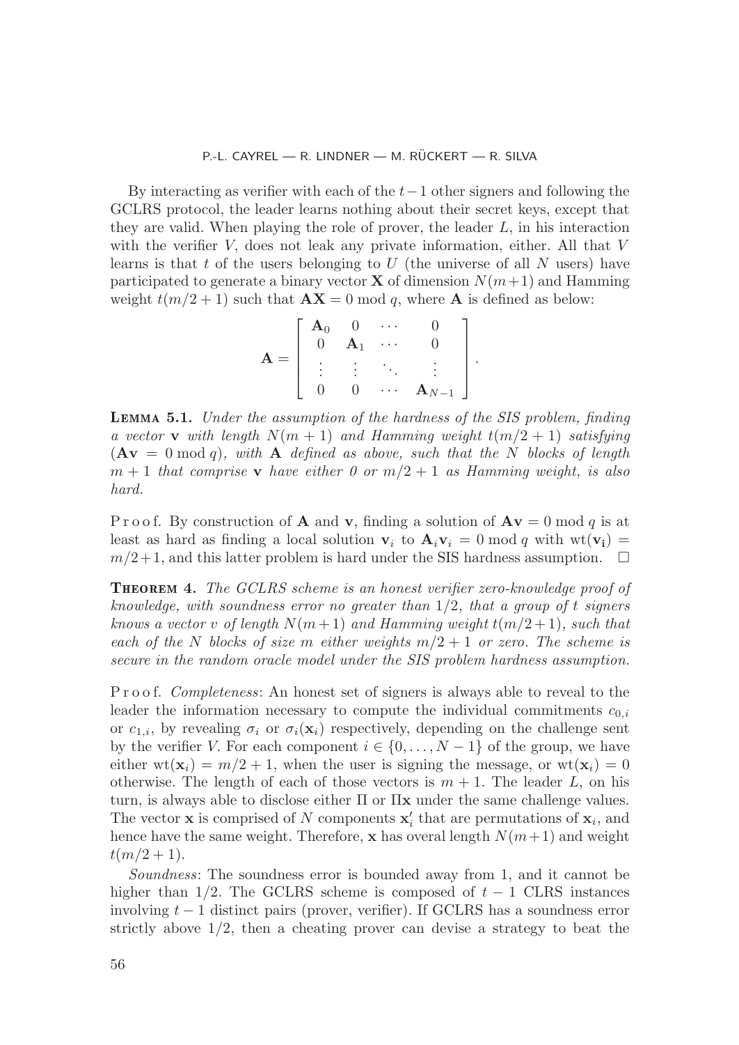By interacting as verifier with each of the $t-1$ other signers and following the GCLRS protocol, the leader learns nothing about their secret keys, except that they are valid. When playing the role of prover, the leader $L$, in his interaction with the verifier $V$, does not leak any private information, either. All that $V$ learns is that $t$ of the users belonging to $U$ (the universe of all $N$ users) have participated to generate a binary vector $\mathbf{X}$ of dimension $N(m+1)$ and Hamming weight $t(m/2+1)$ such that $\mathbf{AX} = 0 \bmod q$, where $\mathbf{A}$ is defined as below:

$$\mathbf{A} = \begin{bmatrix} \mathbf{A}_0 & 0 & \cdots & 0 \\ 0 & \mathbf{A}_1 & \cdots & 0 \\ \vdots & \vdots & \ddots & \vdots \\ 0 & 0 & \cdots & \mathbf{A}_{N-1} \end{bmatrix}.$$

**Lemma 5.1.** *Under the assumption of the hardness of the SIS problem, finding a vector $\mathbf{v}$ with length $N(m+1)$ and Hamming weight $t(m/2+1)$ satisfying ($\mathbf{Av} = 0 \bmod q$), with $\mathbf{A}$ defined as above, such that the $N$ blocks of length $m+1$ that comprise $\mathbf{v}$ have either 0 or $m/2+1$ as Hamming weight, is also hard.*

Proof. By construction of $\mathbf{A}$ and $\mathbf{v}$, finding a solution of $\mathbf{Av} = 0 \bmod q$ is at least as hard as finding a local solution $\mathbf{v}_i$ to $\mathbf{A}_i\mathbf{v}_i = 0 \bmod q$ with $\mathrm{wt}(\mathbf{v_i}) = m/2+1$, and this latter problem is hard under the SIS hardness assumption. □

**Theorem 4.** *The GCLRS scheme is an honest verifier zero-knowledge proof of knowledge, with soundness error no greater than $1/2$, that a group of $t$ signers knows a vector $v$ of length $N(m+1)$ and Hamming weight $t(m/2+1)$, such that each of the $N$ blocks of size $m$ either weights $m/2+1$ or zero. The scheme is secure in the random oracle model under the SIS problem hardness assumption.*

Proof. *Completeness*: An honest set of signers is always able to reveal to the leader the information necessary to compute the individual commitments $c_{0,i}$ or $c_{1,i}$, by revealing $\sigma_i$ or $\sigma_i(\mathbf{x}_i)$ respectively, depending on the challenge sent by the verifier $V$. For each component $i \in \{0,\ldots,N-1\}$ of the group, we have either $\mathrm{wt}(\mathbf{x}_i) = m/2+1$, when the user is signing the message, or $\mathrm{wt}(\mathbf{x}_i) = 0$ otherwise. The length of each of those vectors is $m+1$. The leader $L$, on his turn, is always able to disclose either $\Pi$ or $\Pi\mathbf{x}$ under the same challenge values. The vector $\mathbf{x}$ is comprised of $N$ components $\mathbf{x}'_i$ that are permutations of $\mathbf{x}_i$, and hence have the same weight. Therefore, $\mathbf{x}$ has overal length $N(m+1)$ and weight $t(m/2+1)$.

*Soundness*: The soundness error is bounded away from 1, and it cannot be higher than $1/2$. The GCLRS scheme is composed of $t-1$ CLRS instances involving $t-1$ distinct pairs (prover, verifier). If GCLRS has a soundness error strictly above $1/2$, then a cheating prover can devise a strategy to beat the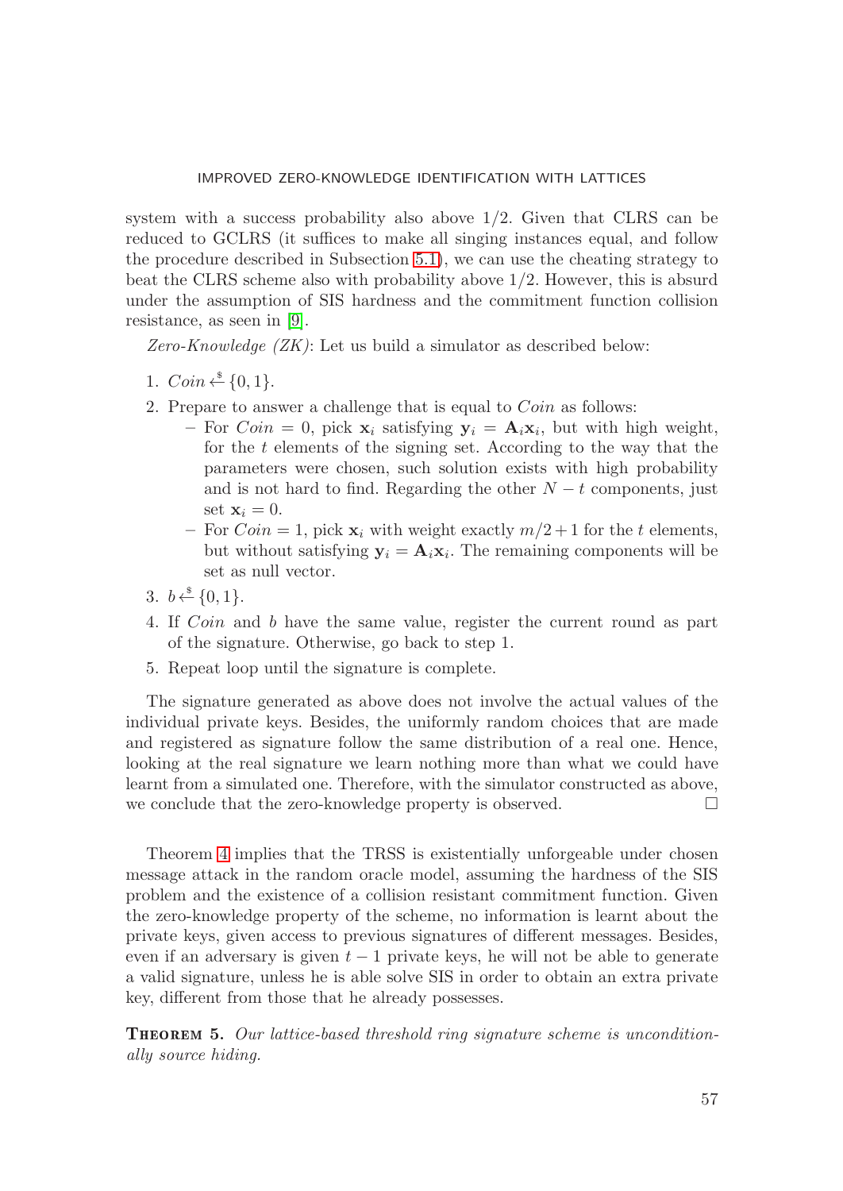system with a success probability also above 1/2. Given that CLRS can be reduced to GCLRS (it suffices to make all singing instances equal, and follow the procedure described in Subsection 5.1), we can use the cheating strategy to beat the CLRS scheme also with probability above 1/2. However, this is absurd under the assumption of SIS hardness and the commitment function collision resistance, as seen in [9].

*Zero-Knowledge (ZK)*: Let us build a simulator as described below:

1. $Coin \xleftarrow{\$} \{0, 1\}$.
2. Prepare to answer a challenge that is equal to $Coin$ as follows:
   - For $Coin = 0$, pick $\mathbf{x}_i$ satisfying $\mathbf{y}_i = \mathbf{A}_i\mathbf{x}_i$, but with high weight, for the $t$ elements of the signing set. According to the way that the parameters were chosen, such solution exists with high probability and is not hard to find. Regarding the other $N - t$ components, just set $\mathbf{x}_i = 0$.
   - For $Coin = 1$, pick $\mathbf{x}_i$ with weight exactly $m/2 + 1$ for the $t$ elements, but without satisfying $\mathbf{y}_i = \mathbf{A}_i\mathbf{x}_i$. The remaining components will be set as null vector.
3. $b \xleftarrow{\$} \{0, 1\}$.
4. If $Coin$ and $b$ have the same value, register the current round as part of the signature. Otherwise, go back to step 1.
5. Repeat loop until the signature is complete.

The signature generated as above does not involve the actual values of the individual private keys. Besides, the uniformly random choices that are made and registered as signature follow the same distribution of a real one. Hence, looking at the real signature we learn nothing more than what we could have learnt from a simulated one. Therefore, with the simulator constructed as above, we conclude that the zero-knowledge property is observed. □

Theorem 4 implies that the TRSS is existentially unforgeable under chosen message attack in the random oracle model, assuming the hardness of the SIS problem and the existence of a collision resistant commitment function. Given the zero-knowledge property of the scheme, no information is learnt about the private keys, given access to previous signatures of different messages. Besides, even if an adversary is given $t - 1$ private keys, he will not be able to generate a valid signature, unless he is able solve SIS in order to obtain an extra private key, different from those that he already possesses.

**Theorem 5.** *Our lattice-based threshold ring signature scheme is unconditionally source hiding.*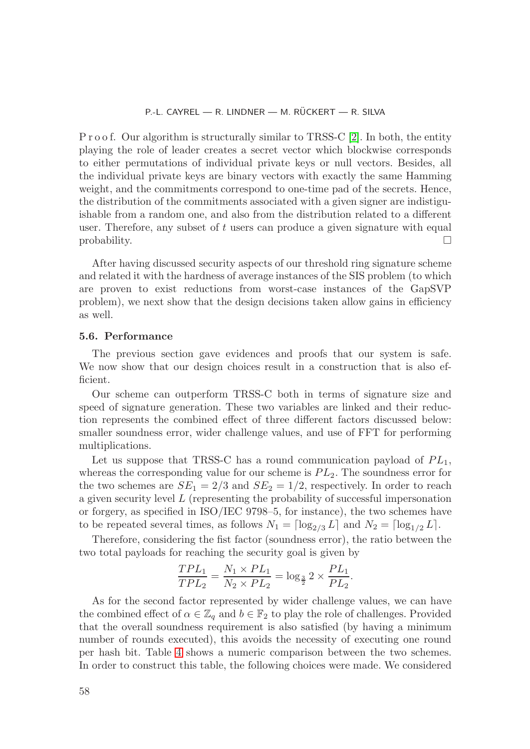P r o o f. Our algorithm is structurally similar to TRSS-C [2]. In both, the entity playing the role of leader creates a secret vector which blockwise corresponds to either permutations of individual private keys or null vectors. Besides, all the individual private keys are binary vectors with exactly the same Hamming weight, and the commitments correspond to one-time pad of the secrets. Hence, the distribution of the commitments associated with a given signer are indistiguishable from a random one, and also from the distribution related to a different user. Therefore, any subset of $t$ users can produce a given signature with equal probability. □

After having discussed security aspects of our threshold ring signature scheme and related it with the hardness of average instances of the SIS problem (to which are proven to exist reductions from worst-case instances of the GapSVP problem), we next show that the design decisions taken allow gains in efficiency as well.

### 5.6. Performance

The previous section gave evidences and proofs that our system is safe. We now show that our design choices result in a construction that is also efficient.

Our scheme can outperform TRSS-C both in terms of signature size and speed of signature generation. These two variables are linked and their reduction represents the combined effect of three different factors discussed below: smaller soundness error, wider challenge values, and use of FFT for performing multiplications.

Let us suppose that TRSS-C has a round communication payload of $PL_1$, whereas the corresponding value for our scheme is $PL_2$. The soundness error for the two schemes are $SE_1 = 2/3$ and $SE_2 = 1/2$, respectively. In order to reach a given security level $L$ (representing the probability of successful impersonation or forgery, as specified in ISO/IEC 9798–5, for instance), the two schemes have to be repeated several times, as follows $N_1 = \lceil \log_{2/3} L \rceil$ and $N_2 = \lceil \log_{1/2} L \rceil$.

Therefore, considering the fist factor (soundness error), the ratio between the two total payloads for reaching the security goal is given by

$$\frac{TPL_1}{TPL_2} = \frac{N_1 \times PL_1}{N_2 \times PL_2} = \log_{\frac{3}{2}} 2 \times \frac{PL_1}{PL_2}.$$

As for the second factor represented by wider challenge values, we can have the combined effect of $\alpha \in \mathbb{Z}_q$ and $b \in \mathbb{F}_2$ to play the role of challenges. Provided that the overall soundness requirement is also satisfied (by having a minimum number of rounds executed), this avoids the necessity of executing one round per hash bit. Table 4 shows a numeric comparison between the two schemes. In order to construct this table, the following choices were made. We considered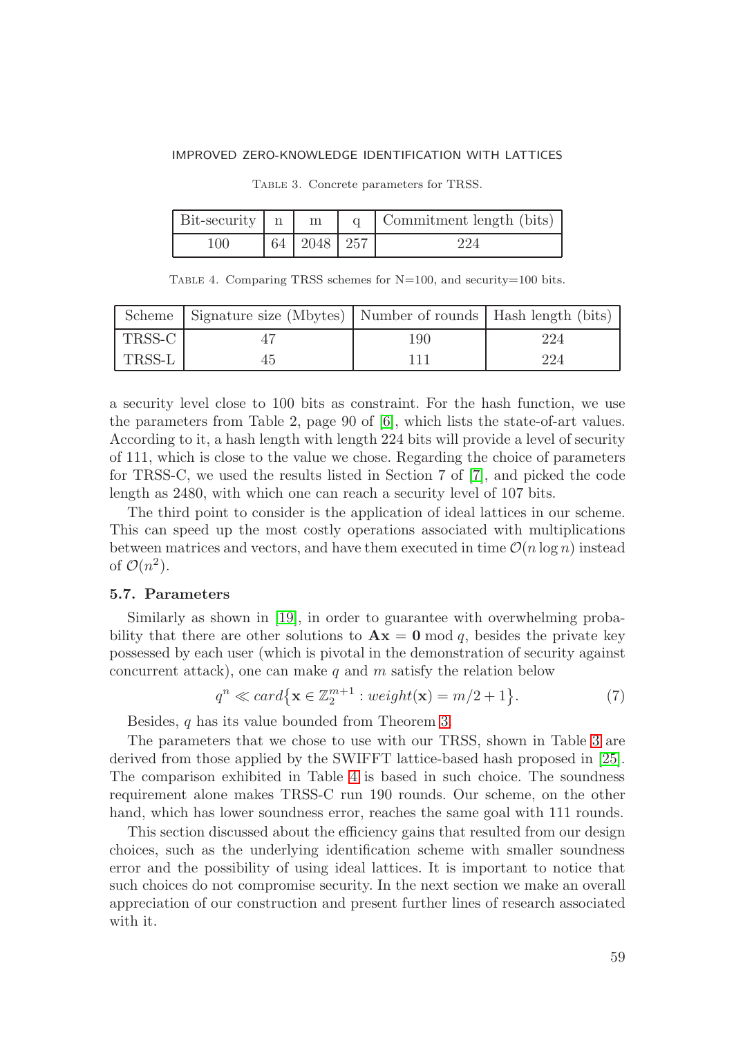Table 3. Concrete parameters for TRSS.

| Bit-security | n | m | q | Commitment length (bits) |
|---|---|---|---|---|
| 100 | 64 | 2048 | 257 | 224 |

Table 4. Comparing TRSS schemes for N=100, and security=100 bits.

| Scheme | Signature size (Mbytes) | Number of rounds | Hash length (bits) |
|---|---|---|---|
| TRSS-C | 47 | 190 | 224 |
| TRSS-L | 45 | 111 | 224 |

a security level close to 100 bits as constraint. For the hash function, we use the parameters from Table 2, page 90 of [6], which lists the state-of-art values. According to it, a hash length with length 224 bits will provide a level of security of 111, which is close to the value we chose. Regarding the choice of parameters for TRSS-C, we used the results listed in Section 7 of [7], and picked the code length as 2480, with which one can reach a security level of 107 bits.

The third point to consider is the application of ideal lattices in our scheme. This can speed up the most costly operations associated with multiplications between matrices and vectors, and have them executed in time $\mathcal{O}(n \log n)$ instead of $\mathcal{O}(n^2)$.

### 5.7. Parameters

Similarly as shown in [19], in order to guarantee with overwhelming probability that there are other solutions to $\mathbf{A}\mathbf{x} = \mathbf{0} \bmod q$, besides the private key possessed by each user (which is pivotal in the demonstration of security against concurrent attack), one can make $q$ and $m$ satisfy the relation below

$$q^n \ll card\big\{\mathbf{x} \in \mathbb{Z}_2^{m+1} : weight(\mathbf{x}) = m/2 + 1\big\}. \tag{7}$$

Besides, $q$ has its value bounded from Theorem 3.

The parameters that we chose to use with our TRSS, shown in Table 3 are derived from those applied by the SWIFFT lattice-based hash proposed in [25]. The comparison exhibited in Table 4 is based in such choice. The soundness requirement alone makes TRSS-C run 190 rounds. Our scheme, on the other hand, which has lower soundness error, reaches the same goal with 111 rounds.

This section discussed about the efficiency gains that resulted from our design choices, such as the underlying identification scheme with smaller soundness error and the possibility of using ideal lattices. It is important to notice that such choices do not compromise security. In the next section we make an overall appreciation of our construction and present further lines of research associated with it.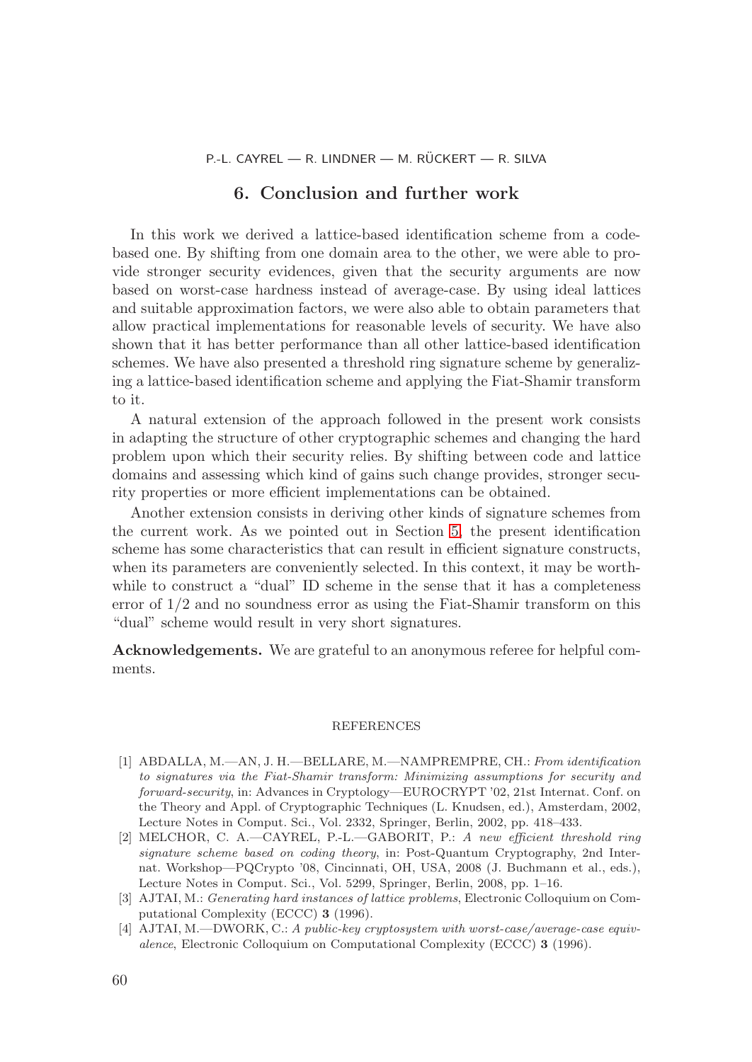## 6. Conclusion and further work

In this work we derived a lattice-based identification scheme from a code-based one. By shifting from one domain area to the other, we were able to provide stronger security evidences, given that the security arguments are now based on worst-case hardness instead of average-case. By using ideal lattices and suitable approximation factors, we were also able to obtain parameters that allow practical implementations for reasonable levels of security. We have also shown that it has better performance than all other lattice-based identification schemes. We have also presented a threshold ring signature scheme by generalizing a lattice-based identification scheme and applying the Fiat-Shamir transform to it.

A natural extension of the approach followed in the present work consists in adapting the structure of other cryptographic schemes and changing the hard problem upon which their security relies. By shifting between code and lattice domains and assessing which kind of gains such change provides, stronger security properties or more efficient implementations can be obtained.

Another extension consists in deriving other kinds of signature schemes from the current work. As we pointed out in Section 5, the present identification scheme has some characteristics that can result in efficient signature constructs, when its parameters are conveniently selected. In this context, it may be worthwhile to construct a "dual" ID scheme in the sense that it has a completeness error of $1/2$ and no soundness error as using the Fiat-Shamir transform on this "dual" scheme would result in very short signatures.

**Acknowledgements.** We are grateful to an anonymous referee for helpful comments.

### REFERENCES

[1] ABDALLA, M.—AN, J. H.—BELLARE, M.—NAMPREMPRE, CH.: *From identification to signatures via the Fiat-Shamir transform: Minimizing assumptions for security and forward-security*, in: Advances in Cryptology—EUROCRYPT '02, 21st Internat. Conf. on the Theory and Appl. of Cryptographic Techniques (L. Knudsen, ed.), Amsterdam, 2002, Lecture Notes in Comput. Sci., Vol. 2332, Springer, Berlin, 2002, pp. 418–433.

[2] MELCHOR, C. A.—CAYREL, P.-L.—GABORIT, P.: *A new efficient threshold ring signature scheme based on coding theory*, in: Post-Quantum Cryptography, 2nd Internat. Workshop—PQCrypto '08, Cincinnati, OH, USA, 2008 (J. Buchmann et al., eds.), Lecture Notes in Comput. Sci., Vol. 5299, Springer, Berlin, 2008, pp. 1–16.

[3] AJTAI, M.: *Generating hard instances of lattice problems*, Electronic Colloquium on Computational Complexity (ECCC) **3** (1996).

[4] AJTAI, M.—DWORK, C.: *A public-key cryptosystem with worst-case/average-case equivalence*, Electronic Colloquium on Computational Complexity (ECCC) **3** (1996).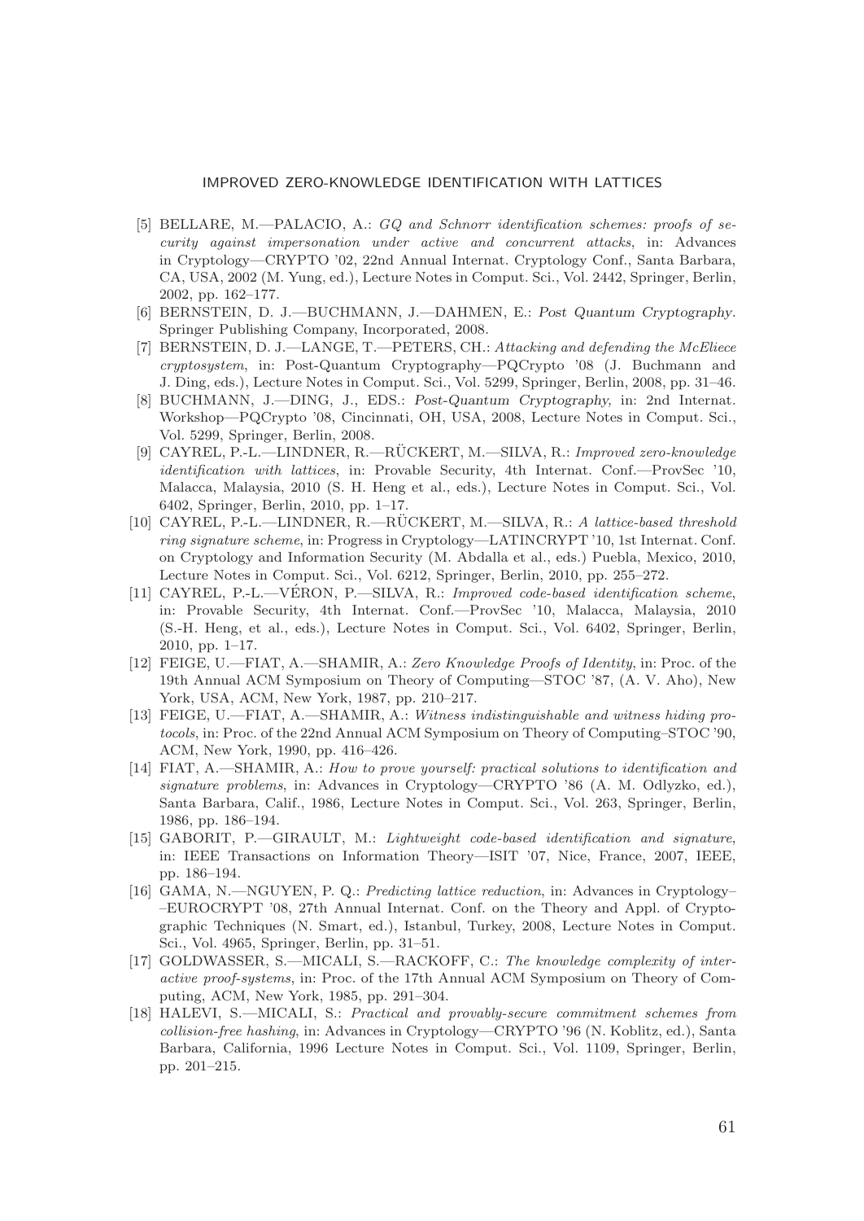[5] BELLARE, M.—PALACIO, A.: *GQ and Schnorr identification schemes: proofs of security against impersonation under active and concurrent attacks*, in: Advances in Cryptology—CRYPTO '02, 22nd Annual Internat. Cryptology Conf., Santa Barbara, CA, USA, 2002 (M. Yung, ed.), Lecture Notes in Comput. Sci., Vol. 2442, Springer, Berlin, 2002, pp. 162–177.

[6] BERNSTEIN, D. J.—BUCHMANN, J.—DAHMEN, E.: *Post Quantum Cryptography*. Springer Publishing Company, Incorporated, 2008.

[7] BERNSTEIN, D. J.—LANGE, T.—PETERS, CH.: *Attacking and defending the McEliece cryptosystem*, in: Post-Quantum Cryptography—PQCrypto '08 (J. Buchmann and J. Ding, eds.), Lecture Notes in Comput. Sci., Vol. 5299, Springer, Berlin, 2008, pp. 31–46.

[8] BUCHMANN, J.—DING, J., EDS.: *Post-Quantum Cryptography*, in: 2nd Internat. Workshop—PQCrypto '08, Cincinnati, OH, USA, 2008, Lecture Notes in Comput. Sci., Vol. 5299, Springer, Berlin, 2008.

[9] CAYREL, P.-L.—LINDNER, R.—RÜCKERT, M.—SILVA, R.: *Improved zero-knowledge identification with lattices*, in: Provable Security, 4th Internat. Conf.—ProvSec '10, Malacca, Malaysia, 2010 (S. H. Heng et al., eds.), Lecture Notes in Comput. Sci., Vol. 6402, Springer, Berlin, 2010, pp. 1–17.

[10] CAYREL, P.-L.—LINDNER, R.—RÜCKERT, M.—SILVA, R.: *A lattice-based threshold ring signature scheme*, in: Progress in Cryptology—LATINCRYPT '10, 1st Internat. Conf. on Cryptology and Information Security (M. Abdalla et al., eds.) Puebla, Mexico, 2010, Lecture Notes in Comput. Sci., Vol. 6212, Springer, Berlin, 2010, pp. 255–272.

[11] CAYREL, P.-L.—VÉRON, P.—SILVA, R.: *Improved code-based identification scheme*, in: Provable Security, 4th Internat. Conf.—ProvSec '10, Malacca, Malaysia, 2010 (S.-H. Heng, et al., eds.), Lecture Notes in Comput. Sci., Vol. 6402, Springer, Berlin, 2010, pp. 1–17.

[12] FEIGE, U.—FIAT, A.—SHAMIR, A.: *Zero Knowledge Proofs of Identity*, in: Proc. of the 19th Annual ACM Symposium on Theory of Computing—STOC '87, (A. V. Aho), New York, USA, ACM, New York, 1987, pp. 210–217.

[13] FEIGE, U.—FIAT, A.—SHAMIR, A.: *Witness indistinguishable and witness hiding protocols*, in: Proc. of the 22nd Annual ACM Symposium on Theory of Computing–STOC '90, ACM, New York, 1990, pp. 416–426.

[14] FIAT, A.—SHAMIR, A.: *How to prove yourself: practical solutions to identification and signature problems*, in: Advances in Cryptology—CRYPTO '86 (A. M. Odlyzko, ed.), Santa Barbara, Calif., 1986, Lecture Notes in Comput. Sci., Vol. 263, Springer, Berlin, 1986, pp. 186–194.

[15] GABORIT, P.—GIRAULT, M.: *Lightweight code-based identification and signature*, in: IEEE Transactions on Information Theory—ISIT '07, Nice, France, 2007, IEEE, pp. 186–194.

[16] GAMA, N.—NGUYEN, P. Q.: *Predicting lattice reduction*, in: Advances in Cryptology–EUROCRYPT '08, 27th Annual Internat. Conf. on the Theory and Appl. of Cryptographic Techniques (N. Smart, ed.), Istanbul, Turkey, 2008, Lecture Notes in Comput. Sci., Vol. 4965, Springer, Berlin, pp. 31–51.

[17] GOLDWASSER, S.—MICALI, S.—RACKOFF, C.: *The knowledge complexity of interactive proof-systems*, in: Proc. of the 17th Annual ACM Symposium on Theory of Computing, ACM, New York, 1985, pp. 291–304.

[18] HALEVI, S.—MICALI, S.: *Practical and provably-secure commitment schemes from collision-free hashing*, in: Advances in Cryptology—CRYPTO '96 (N. Koblitz, ed.), Santa Barbara, California, 1996 Lecture Notes in Comput. Sci., Vol. 1109, Springer, Berlin, pp. 201–215.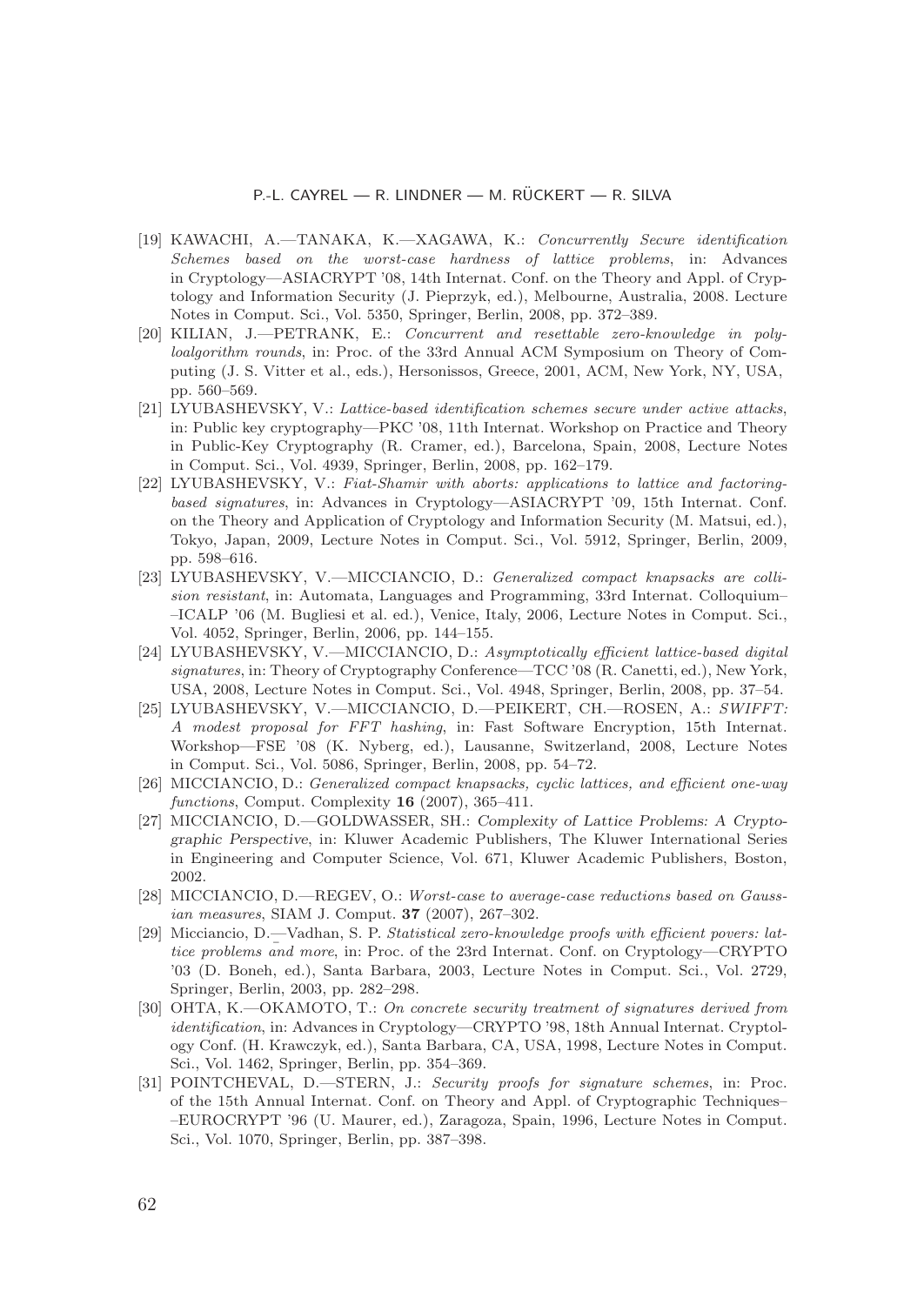[19] KAWACHI, A.—TANAKA, K.—XAGAWA, K.: *Concurrently Secure identification Schemes based on the worst-case hardness of lattice problems*, in: Advances in Cryptology—ASIACRYPT '08, 14th Internat. Conf. on the Theory and Appl. of Cryptology and Information Security (J. Pieprzyk, ed.), Melbourne, Australia, 2008. Lecture Notes in Comput. Sci., Vol. 5350, Springer, Berlin, 2008, pp. 372–389.

[20] KILIAN, J.—PETRANK, E.: *Concurrent and resettable zero-knowledge in polyloalgorithm rounds*, in: Proc. of the 33rd Annual ACM Symposium on Theory of Computing (J. S. Vitter et al., eds.), Hersonissos, Greece, 2001, ACM, New York, NY, USA, pp. 560–569.

[21] LYUBASHEVSKY, V.: *Lattice-based identification schemes secure under active attacks*, in: Public key cryptography—PKC '08, 11th Internat. Workshop on Practice and Theory in Public-Key Cryptography (R. Cramer, ed.), Barcelona, Spain, 2008, Lecture Notes in Comput. Sci., Vol. 4939, Springer, Berlin, 2008, pp. 162–179.

[22] LYUBASHEVSKY, V.: *Fiat-Shamir with aborts: applications to lattice and factoring-based signatures*, in: Advances in Cryptology—ASIACRYPT '09, 15th Internat. Conf. on the Theory and Application of Cryptology and Information Security (M. Matsui, ed.), Tokyo, Japan, 2009, Lecture Notes in Comput. Sci., Vol. 5912, Springer, Berlin, 2009, pp. 598–616.

[23] LYUBASHEVSKY, V.—MICCIANCIO, D.: *Generalized compact knapsacks are collision resistant*, in: Automata, Languages and Programming, 33rd Internat. Colloquium–ICALP '06 (M. Bugliesi et al. ed.), Venice, Italy, 2006, Lecture Notes in Comput. Sci., Vol. 4052, Springer, Berlin, 2006, pp. 144–155.

[24] LYUBASHEVSKY, V.—MICCIANCIO, D.: *Asymptotically efficient lattice-based digital signatures*, in: Theory of Cryptography Conference—TCC '08 (R. Canetti, ed.), New York, USA, 2008, Lecture Notes in Comput. Sci., Vol. 4948, Springer, Berlin, 2008, pp. 37–54.

[25] LYUBASHEVSKY, V.—MICCIANCIO, D.—PEIKERT, CH.—ROSEN, A.: *SWIFFT: A modest proposal for FFT hashing*, in: Fast Software Encryption, 15th Internat. Workshop—FSE '08 (K. Nyberg, ed.), Lausanne, Switzerland, 2008, Lecture Notes in Comput. Sci., Vol. 5086, Springer, Berlin, 2008, pp. 54–72.

[26] MICCIANCIO, D.: *Generalized compact knapsacks, cyclic lattices, and efficient one-way functions*, Comput. Complexity **16** (2007), 365–411.

[27] MICCIANCIO, D.—GOLDWASSER, SH.: *Complexity of Lattice Problems: A Cryptographic Perspective*, in: Kluwer Academic Publishers, The Kluwer International Series in Engineering and Computer Science, Vol. 671, Kluwer Academic Publishers, Boston, 2002.

[28] MICCIANCIO, D.—REGEV, O.: *Worst-case to average-case reductions based on Gaussian measures*, SIAM J. Comput. **37** (2007), 267–302.

[29] Micciancio, D.—Vadhan, S. P. *Statistical zero-knowledge proofs with efficient povers: lattice problems and more*, in: Proc. of the 23rd Internat. Conf. on Cryptology—CRYPTO '03 (D. Boneh, ed.), Santa Barbara, 2003, Lecture Notes in Comput. Sci., Vol. 2729, Springer, Berlin, 2003, pp. 282–298.

[30] OHTA, K.—OKAMOTO, T.: *On concrete security treatment of signatures derived from identification*, in: Advances in Cryptology—CRYPTO '98, 18th Annual Internat. Cryptology Conf. (H. Krawczyk, ed.), Santa Barbara, CA, USA, 1998, Lecture Notes in Comput. Sci., Vol. 1462, Springer, Berlin, pp. 354–369.

[31] POINTCHEVAL, D.—STERN, J.: *Security proofs for signature schemes*, in: Proc. of the 15th Annual Internat. Conf. on Theory and Appl. of Cryptographic Techniques–EUROCRYPT '96 (U. Maurer, ed.), Zaragoza, Spain, 1996, Lecture Notes in Comput. Sci., Vol. 1070, Springer, Berlin, pp. 387–398.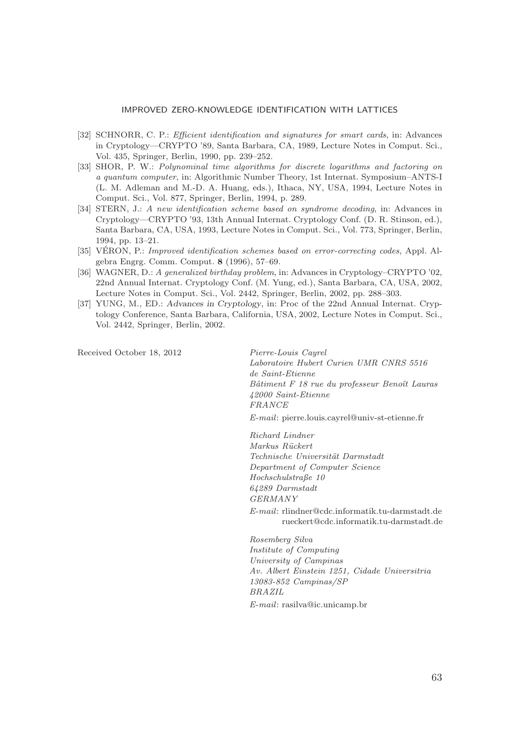[32] SCHNORR, C. P.: *Efficient identification and signatures for smart cards*, in: Advances in Cryptology—CRYPTO '89, Santa Barbara, CA, 1989, Lecture Notes in Comput. Sci., Vol. 435, Springer, Berlin, 1990, pp. 239–252.

[33] SHOR, P. W.: *Polynominal time algorithms for discrete logarithms and factoring on a quantum computer*, in: Algorithmic Number Theory, 1st Internat. Symposium–ANTS-I (L. M. Adleman and M.-D. A. Huang, eds.), Ithaca, NY, USA, 1994, Lecture Notes in Comput. Sci., Vol. 877, Springer, Berlin, 1994, p. 289.

[34] STERN, J.: *A new identification scheme based on syndrome decoding*, in: Advances in Cryptology—CRYPTO '93, 13th Annual Internat. Cryptology Conf. (D. R. Stinson, ed.), Santa Barbara, CA, USA, 1993, Lecture Notes in Comput. Sci., Vol. 773, Springer, Berlin, 1994, pp. 13–21.

[35] VÉRON, P.: *Improved identification schemes based on error-correcting codes*, Appl. Algebra Engrg. Comm. Comput. **8** (1996), 57–69.

[36] WAGNER, D.: *A generalized birthday problem*, in: Advances in Cryptology–CRYPTO '02, 22nd Annual Internat. Cryptology Conf. (M. Yung, ed.), Santa Barbara, CA, USA, 2002, Lecture Notes in Comput. Sci., Vol. 2442, Springer, Berlin, 2002, pp. 288–303.

[37] YUNG, M., ED.: *Advances in Cryptology*, in: Proc of the 22nd Annual Internat. Cryptology Conference, Santa Barbara, California, USA, 2002, Lecture Notes in Comput. Sci., Vol. 2442, Springer, Berlin, 2002.

Received October 18, 2012

*Pierre-Louis Cayrel*
*Laboratoire Hubert Curien UMR CNRS 5516*
*de Saint-Etienne*
*Bâtiment F 18 rue du professeur Benoît Lauras*
*42000 Saint-Etienne*
*FRANCE*

*E-mail*: pierre.louis.cayrel@univ-st-etienne.fr

*Richard Lindner*
*Markus Rückert*
*Technische Universität Darmstadt*
*Department of Computer Science*
*Hochschulstraße 10*
*64289 Darmstadt*
*GERMANY*

*E-mail*: rlindner@cdc.informatik.tu-darmstadt.de
rueckert@cdc.informatik.tu-darmstadt.de

*Rosemberg Silva*
*Institute of Computing*
*University of Campinas*
*Av. Albert Einstein 1251, Cidade Universitria*
*13083-852 Campinas/SP*
*BRAZIL*

*E-mail*: rasilva@ic.unicamp.br